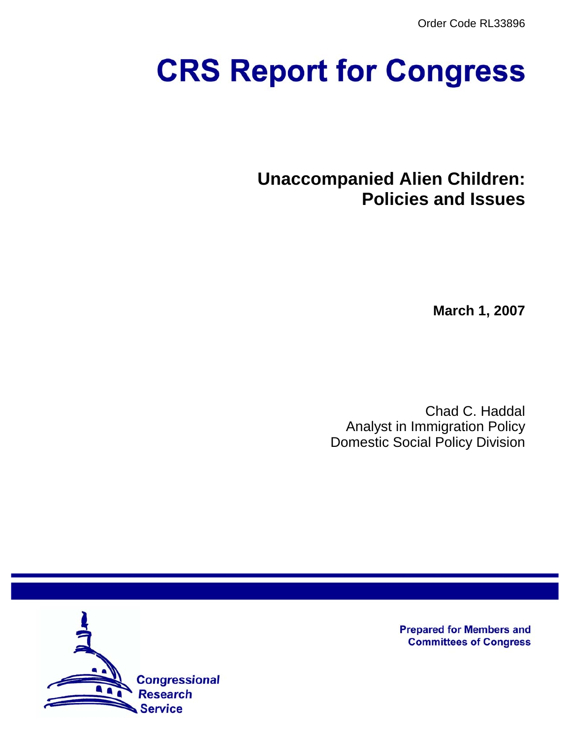Order Code RL33896

# CRS Report for Congress

## Unaccompanied Alien Children: Policies and Issues

**March 1, 2007**

Chad C. Haddal
Analyst in Immigration Policy
Domestic Social Policy Division

Prepared for Members and Committees of Congress

Congressional Research Service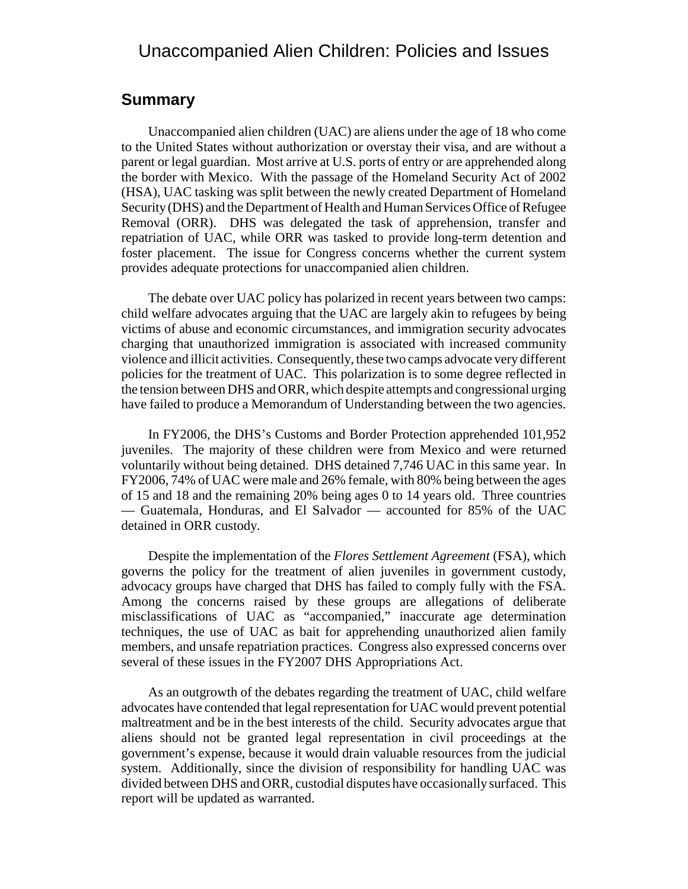# Unaccompanied Alien Children: Policies and Issues

## Summary

Unaccompanied alien children (UAC) are aliens under the age of 18 who come to the United States without authorization or overstay their visa, and are without a parent or legal guardian. Most arrive at U.S. ports of entry or are apprehended along the border with Mexico. With the passage of the Homeland Security Act of 2002 (HSA), UAC tasking was split between the newly created Department of Homeland Security (DHS) and the Department of Health and Human Services Office of Refugee Removal (ORR). DHS was delegated the task of apprehension, transfer and repatriation of UAC, while ORR was tasked to provide long-term detention and foster placement. The issue for Congress concerns whether the current system provides adequate protections for unaccompanied alien children.

The debate over UAC policy has polarized in recent years between two camps: child welfare advocates arguing that the UAC are largely akin to refugees by being victims of abuse and economic circumstances, and immigration security advocates charging that unauthorized immigration is associated with increased community violence and illicit activities. Consequently, these two camps advocate very different policies for the treatment of UAC. This polarization is to some degree reflected in the tension between DHS and ORR, which despite attempts and congressional urging have failed to produce a Memorandum of Understanding between the two agencies.

In FY2006, the DHS's Customs and Border Protection apprehended 101,952 juveniles. The majority of these children were from Mexico and were returned voluntarily without being detained. DHS detained 7,746 UAC in this same year. In FY2006, 74% of UAC were male and 26% female, with 80% being between the ages of 15 and 18 and the remaining 20% being ages 0 to 14 years old. Three countries — Guatemala, Honduras, and El Salvador — accounted for 85% of the UAC detained in ORR custody.

Despite the implementation of the *Flores Settlement Agreement* (FSA), which governs the policy for the treatment of alien juveniles in government custody, advocacy groups have charged that DHS has failed to comply fully with the FSA. Among the concerns raised by these groups are allegations of deliberate misclassifications of UAC as "accompanied," inaccurate age determination techniques, the use of UAC as bait for apprehending unauthorized alien family members, and unsafe repatriation practices. Congress also expressed concerns over several of these issues in the FY2007 DHS Appropriations Act.

As an outgrowth of the debates regarding the treatment of UAC, child welfare advocates have contended that legal representation for UAC would prevent potential maltreatment and be in the best interests of the child. Security advocates argue that aliens should not be granted legal representation in civil proceedings at the government's expense, because it would drain valuable resources from the judicial system. Additionally, since the division of responsibility for handling UAC was divided between DHS and ORR, custodial disputes have occasionally surfaced. This report will be updated as warranted.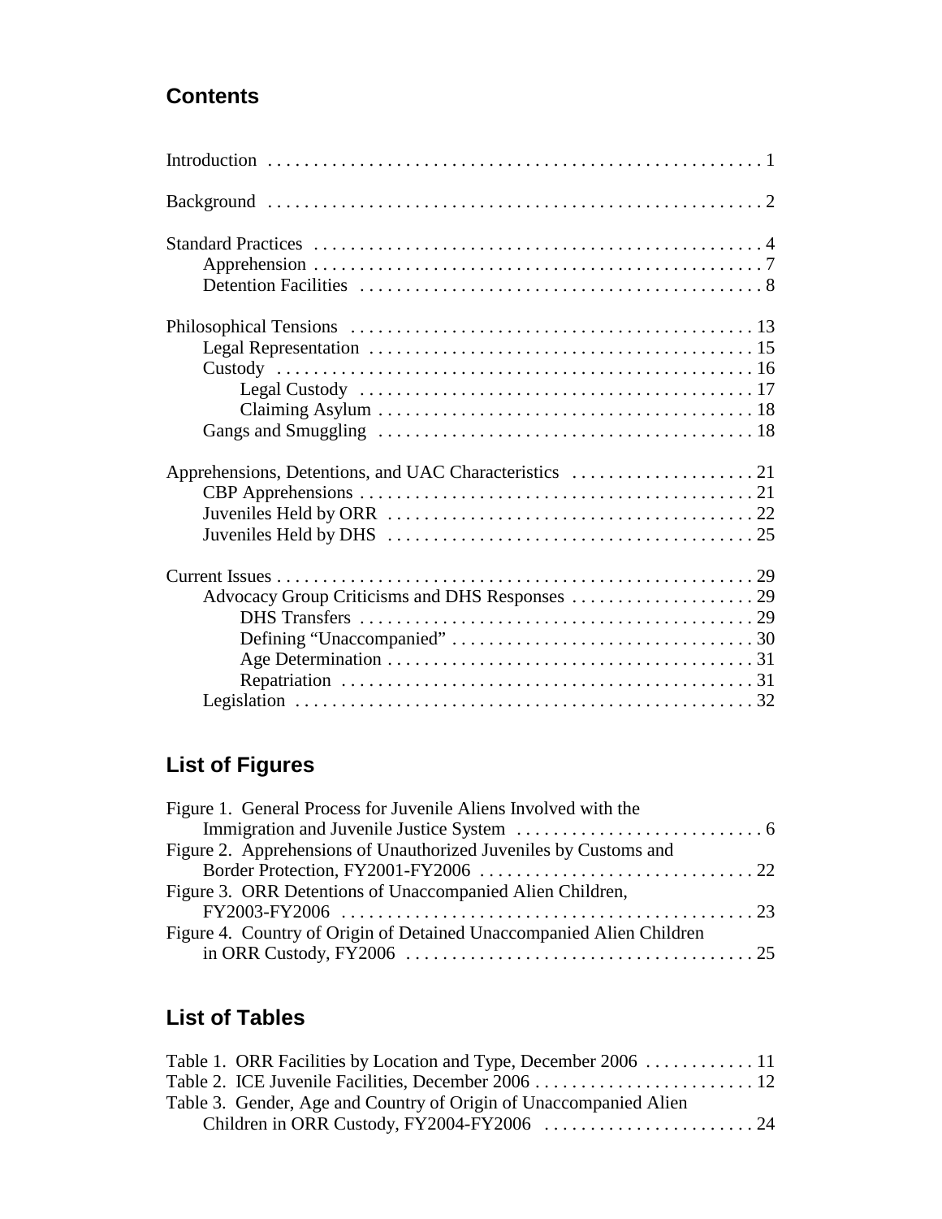## Contents

Introduction . . . . . . . . . . . . . . . . . . . . . . . . . . . . . . . . . . . . . . . . . . . . . . . . . . . . . 1

Background . . . . . . . . . . . . . . . . . . . . . . . . . . . . . . . . . . . . . . . . . . . . . . . . . . . . . 2

Standard Practices . . . . . . . . . . . . . . . . . . . . . . . . . . . . . . . . . . . . . . . . . . . . . . . . . 4
- Apprehension . . . . . . . . . . . . . . . . . . . . . . . . . . . . . . . . . . . . . . . . . . . . . . . . . 7
- Detention Facilities . . . . . . . . . . . . . . . . . . . . . . . . . . . . . . . . . . . . . . . . . . . . 8

Philosophical Tensions . . . . . . . . . . . . . . . . . . . . . . . . . . . . . . . . . . . . . . . . . . . . 13
- Legal Representation . . . . . . . . . . . . . . . . . . . . . . . . . . . . . . . . . . . . . . . . . . 15
- Custody . . . . . . . . . . . . . . . . . . . . . . . . . . . . . . . . . . . . . . . . . . . . . . . . . . . . 16
  - Legal Custody . . . . . . . . . . . . . . . . . . . . . . . . . . . . . . . . . . . . . . . . . . . 17
  - Claiming Asylum . . . . . . . . . . . . . . . . . . . . . . . . . . . . . . . . . . . . . . . . . 18
- Gangs and Smuggling . . . . . . . . . . . . . . . . . . . . . . . . . . . . . . . . . . . . . . . . . 18

Apprehensions, Detentions, and UAC Characteristics . . . . . . . . . . . . . . . . . . . . 21
- CBP Apprehensions . . . . . . . . . . . . . . . . . . . . . . . . . . . . . . . . . . . . . . . . . . . 21
- Juveniles Held by ORR . . . . . . . . . . . . . . . . . . . . . . . . . . . . . . . . . . . . . . . . 22
- Juveniles Held by DHS . . . . . . . . . . . . . . . . . . . . . . . . . . . . . . . . . . . . . . . . 25

Current Issues . . . . . . . . . . . . . . . . . . . . . . . . . . . . . . . . . . . . . . . . . . . . . . . . . . . . 29
- Advocacy Group Criticisms and DHS Responses . . . . . . . . . . . . . . . . . . . . 29
  - DHS Transfers . . . . . . . . . . . . . . . . . . . . . . . . . . . . . . . . . . . . . . . . . . . 29
  - Defining "Unaccompanied" . . . . . . . . . . . . . . . . . . . . . . . . . . . . . . . . . 30
  - Age Determination . . . . . . . . . . . . . . . . . . . . . . . . . . . . . . . . . . . . . . . . 31
  - Repatriation . . . . . . . . . . . . . . . . . . . . . . . . . . . . . . . . . . . . . . . . . . . . . 31
- Legislation . . . . . . . . . . . . . . . . . . . . . . . . . . . . . . . . . . . . . . . . . . . . . . . . . . 32

## List of Figures

Figure 1. General Process for Juvenile Aliens Involved with the Immigration and Juvenile Justice System . . . . . . . . . . . . . . . . . . . . . . . . . . . 6

Figure 2. Apprehensions of Unauthorized Juveniles by Customs and Border Protection, FY2001-FY2006 . . . . . . . . . . . . . . . . . . . . . . . . . . . . . . 22

Figure 3. ORR Detentions of Unaccompanied Alien Children, FY2003-FY2006 . . . . . . . . . . . . . . . . . . . . . . . . . . . . . . . . . . . . . . . . . . . . . 23

Figure 4. Country of Origin of Detained Unaccompanied Alien Children in ORR Custody, FY2006 . . . . . . . . . . . . . . . . . . . . . . . . . . . . . . . . . . . . . 25

## List of Tables

Table 1. ORR Facilities by Location and Type, December 2006 . . . . . . . . . . . . 11

Table 2. ICE Juvenile Facilities, December 2006 . . . . . . . . . . . . . . . . . . . . . . . . 12

Table 3. Gender, Age and Country of Origin of Unaccompanied Alien Children in ORR Custody, FY2004-FY2006 . . . . . . . . . . . . . . . . . . . . . . . 24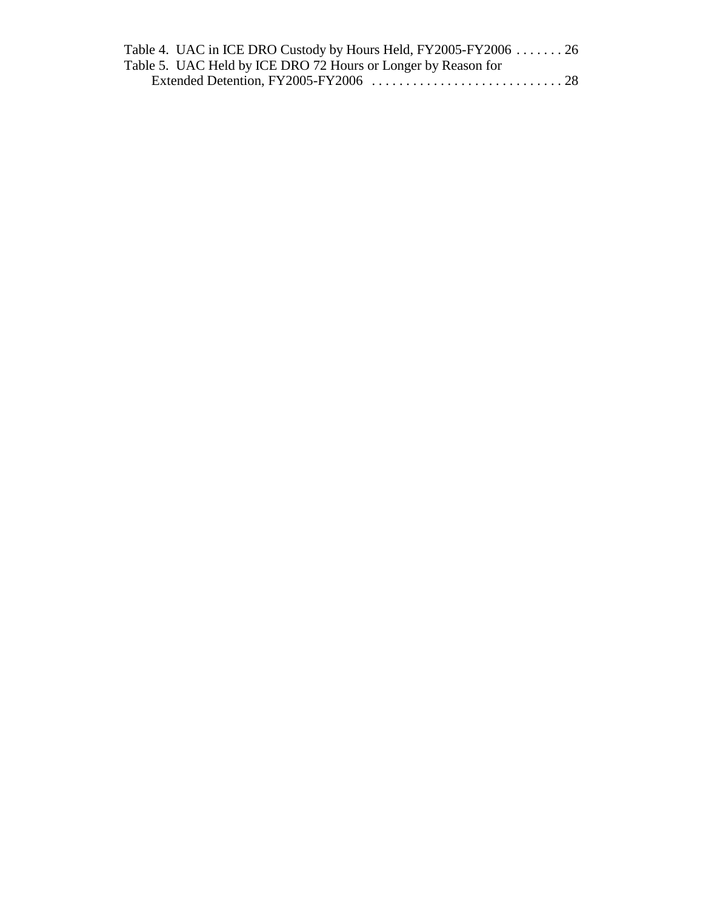Table 4. UAC in ICE DRO Custody by Hours Held, FY2005-FY2006 . . . . . . . 26
Table 5. UAC Held by ICE DRO 72 Hours or Longer by Reason for Extended Detention, FY2005-FY2006 . . . . . . . . . . . . . . . . . . . . . . . . . . . . 28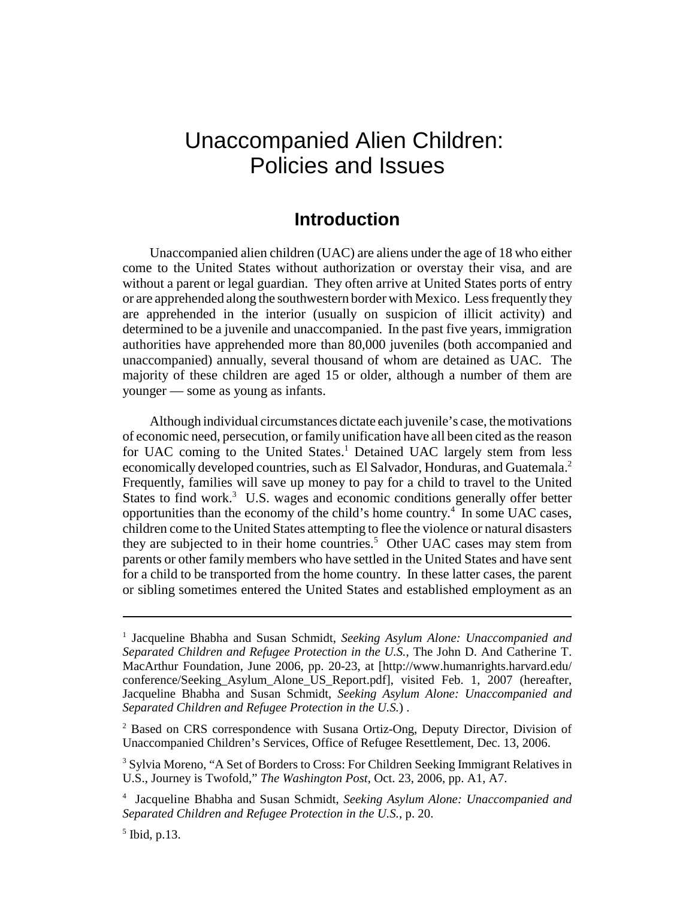# Unaccompanied Alien Children: Policies and Issues

## Introduction

Unaccompanied alien children (UAC) are aliens under the age of 18 who either come to the United States without authorization or overstay their visa, and are without a parent or legal guardian. They often arrive at United States ports of entry or are apprehended along the southwestern border with Mexico. Less frequently they are apprehended in the interior (usually on suspicion of illicit activity) and determined to be a juvenile and unaccompanied. In the past five years, immigration authorities have apprehended more than 80,000 juveniles (both accompanied and unaccompanied) annually, several thousand of whom are detained as UAC. The majority of these children are aged 15 or older, although a number of them are younger — some as young as infants.

Although individual circumstances dictate each juvenile's case, the motivations of economic need, persecution, or family unification have all been cited as the reason for UAC coming to the United States.[1] Detained UAC largely stem from less economically developed countries, such as El Salvador, Honduras, and Guatemala.[2] Frequently, families will save up money to pay for a child to travel to the United States to find work.[3] U.S. wages and economic conditions generally offer better opportunities than the economy of the child's home country.[4] In some UAC cases, children come to the United States attempting to flee the violence or natural disasters they are subjected to in their home countries.[5] Other UAC cases may stem from parents or other family members who have settled in the United States and have sent for a child to be transported from the home country. In these latter cases, the parent or sibling sometimes entered the United States and established employment as an

---

[1] Jacqueline Bhabha and Susan Schmidt, *Seeking Asylum Alone: Unaccompanied and Separated Children and Refugee Protection in the U.S.*, The John D. And Catherine T. MacArthur Foundation, June 2006, pp. 20-23, at [http://www.humanrights.harvard.edu/conference/Seeking_Asylum_Alone_US_Report.pdf], visited Feb. 1, 2007 (hereafter, Jacqueline Bhabha and Susan Schmidt, *Seeking Asylum Alone: Unaccompanied and Separated Children and Refugee Protection in the U.S.*) .

[2] Based on CRS correspondence with Susana Ortiz-Ong, Deputy Director, Division of Unaccompanied Children's Services, Office of Refugee Resettlement, Dec. 13, 2006.

[3] Sylvia Moreno, "A Set of Borders to Cross: For Children Seeking Immigrant Relatives in U.S., Journey is Twofold," *The Washington Post*, Oct. 23, 2006, pp. A1, A7.

[4] Jacqueline Bhabha and Susan Schmidt, *Seeking Asylum Alone: Unaccompanied and Separated Children and Refugee Protection in the U.S.*, p. 20.

[5] Ibid, p.13.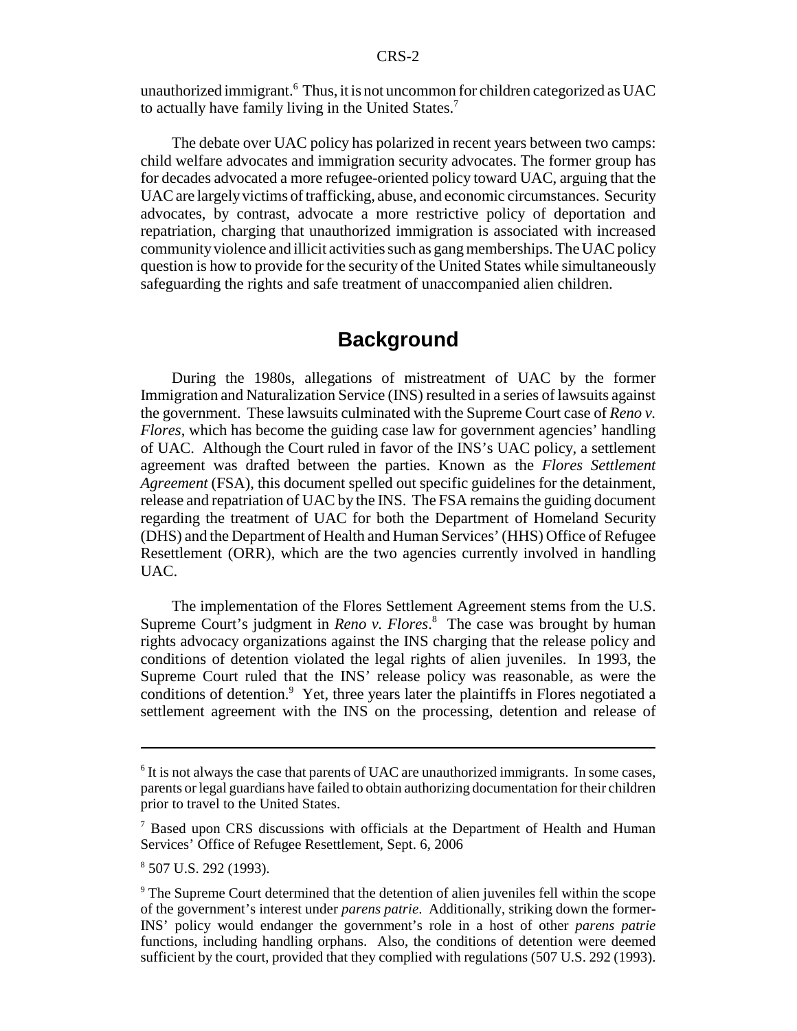unauthorized immigrant.[6] Thus, it is not uncommon for children categorized as UAC to actually have family living in the United States.[7]

The debate over UAC policy has polarized in recent years between two camps: child welfare advocates and immigration security advocates. The former group has for decades advocated a more refugee-oriented policy toward UAC, arguing that the UAC are largely victims of trafficking, abuse, and economic circumstances. Security advocates, by contrast, advocate a more restrictive policy of deportation and repatriation, charging that unauthorized immigration is associated with increased community violence and illicit activities such as gang memberships. The UAC policy question is how to provide for the security of the United States while simultaneously safeguarding the rights and safe treatment of unaccompanied alien children.

## Background

During the 1980s, allegations of mistreatment of UAC by the former Immigration and Naturalization Service (INS) resulted in a series of lawsuits against the government. These lawsuits culminated with the Supreme Court case of *Reno v. Flores*, which has become the guiding case law for government agencies' handling of UAC. Although the Court ruled in favor of the INS's UAC policy, a settlement agreement was drafted between the parties. Known as the *Flores Settlement Agreement* (FSA), this document spelled out specific guidelines for the detainment, release and repatriation of UAC by the INS. The FSA remains the guiding document regarding the treatment of UAC for both the Department of Homeland Security (DHS) and the Department of Health and Human Services' (HHS) Office of Refugee Resettlement (ORR), which are the two agencies currently involved in handling UAC.

The implementation of the Flores Settlement Agreement stems from the U.S. Supreme Court's judgment in *Reno v. Flores*.[8] The case was brought by human rights advocacy organizations against the INS charging that the release policy and conditions of detention violated the legal rights of alien juveniles. In 1993, the Supreme Court ruled that the INS' release policy was reasonable, as were the conditions of detention.[9] Yet, three years later the plaintiffs in Flores negotiated a settlement agreement with the INS on the processing, detention and release of

---

[6] It is not always the case that parents of UAC are unauthorized immigrants. In some cases, parents or legal guardians have failed to obtain authorizing documentation for their children prior to travel to the United States.

[7] Based upon CRS discussions with officials at the Department of Health and Human Services' Office of Refugee Resettlement, Sept. 6, 2006

[8] 507 U.S. 292 (1993).

[9] The Supreme Court determined that the detention of alien juveniles fell within the scope of the government's interest under *parens patrie*. Additionally, striking down the former-INS' policy would endanger the government's role in a host of other *parens patrie* functions, including handling orphans. Also, the conditions of detention were deemed sufficient by the court, provided that they complied with regulations (507 U.S. 292 (1993).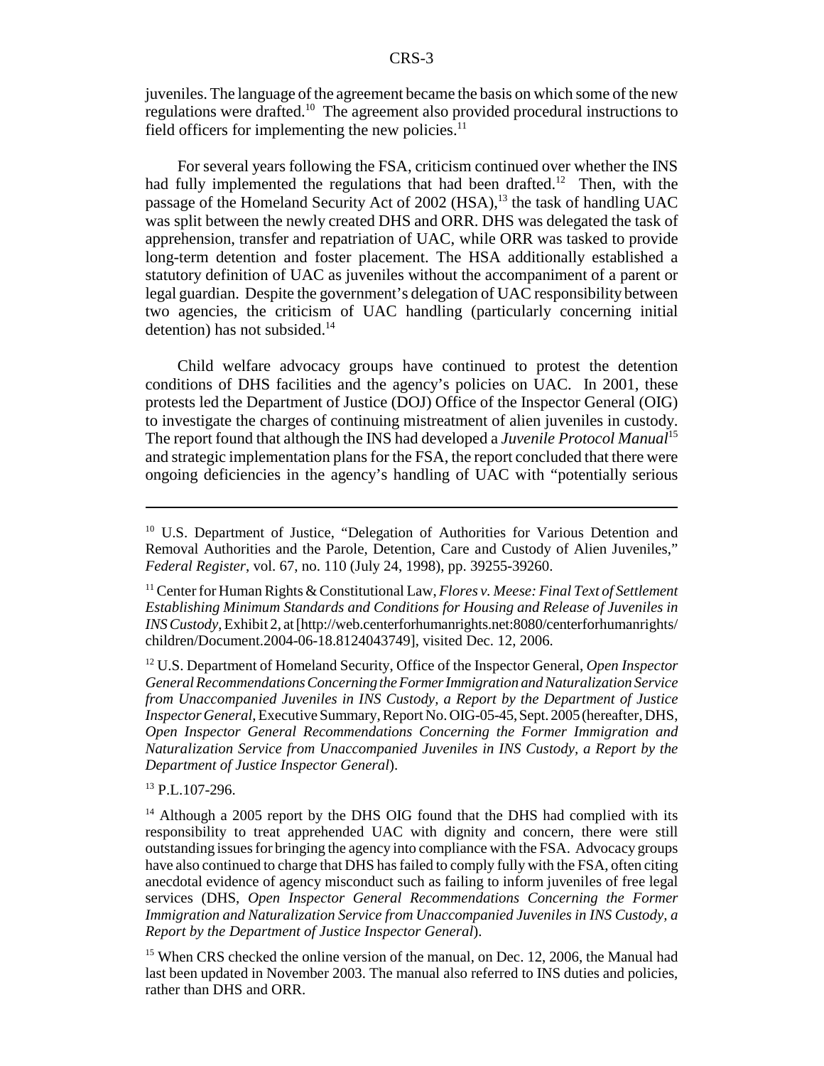juveniles. The language of the agreement became the basis on which some of the new regulations were drafted.[10] The agreement also provided procedural instructions to field officers for implementing the new policies.[11]

For several years following the FSA, criticism continued over whether the INS had fully implemented the regulations that had been drafted.[12] Then, with the passage of the Homeland Security Act of 2002 (HSA),[13] the task of handling UAC was split between the newly created DHS and ORR. DHS was delegated the task of apprehension, transfer and repatriation of UAC, while ORR was tasked to provide long-term detention and foster placement. The HSA additionally established a statutory definition of UAC as juveniles without the accompaniment of a parent or legal guardian. Despite the government's delegation of UAC responsibility between two agencies, the criticism of UAC handling (particularly concerning initial detention) has not subsided.[14]

Child welfare advocacy groups have continued to protest the detention conditions of DHS facilities and the agency's policies on UAC. In 2001, these protests led the Department of Justice (DOJ) Office of the Inspector General (OIG) to investigate the charges of continuing mistreatment of alien juveniles in custody. The report found that although the INS had developed a *Juvenile Protocol Manual*[15] and strategic implementation plans for the FSA, the report concluded that there were ongoing deficiencies in the agency's handling of UAC with "potentially serious

---

[10] U.S. Department of Justice, "Delegation of Authorities for Various Detention and Removal Authorities and the Parole, Detention, Care and Custody of Alien Juveniles," *Federal Register*, vol. 67, no. 110 (July 24, 1998), pp. 39255-39260.

[11] Center for Human Rights & Constitutional Law, *Flores v. Meese: Final Text of Settlement Establishing Minimum Standards and Conditions for Housing and Release of Juveniles in INS Custody*, Exhibit 2, at [http://web.centerforhumanrights.net:8080/centerforhumanrights/children/Document.2004-06-18.8124043749], visited Dec. 12, 2006.

[12] U.S. Department of Homeland Security, Office of the Inspector General, *Open Inspector General Recommendations Concerning the Former Immigration and Naturalization Service from Unaccompanied Juveniles in INS Custody, a Report by the Department of Justice Inspector General*, Executive Summary, Report No. OIG-05-45, Sept. 2005 (hereafter, DHS, *Open Inspector General Recommendations Concerning the Former Immigration and Naturalization Service from Unaccompanied Juveniles in INS Custody, a Report by the Department of Justice Inspector General*).

[13] P.L.107-296.

[14] Although a 2005 report by the DHS OIG found that the DHS had complied with its responsibility to treat apprehended UAC with dignity and concern, there were still outstanding issues for bringing the agency into compliance with the FSA. Advocacy groups have also continued to charge that DHS has failed to comply fully with the FSA, often citing anecdotal evidence of agency misconduct such as failing to inform juveniles of free legal services (DHS, *Open Inspector General Recommendations Concerning the Former Immigration and Naturalization Service from Unaccompanied Juveniles in INS Custody, a Report by the Department of Justice Inspector General*).

[15] When CRS checked the online version of the manual, on Dec. 12, 2006, the Manual had last been updated in November 2003. The manual also referred to INS duties and policies, rather than DHS and ORR.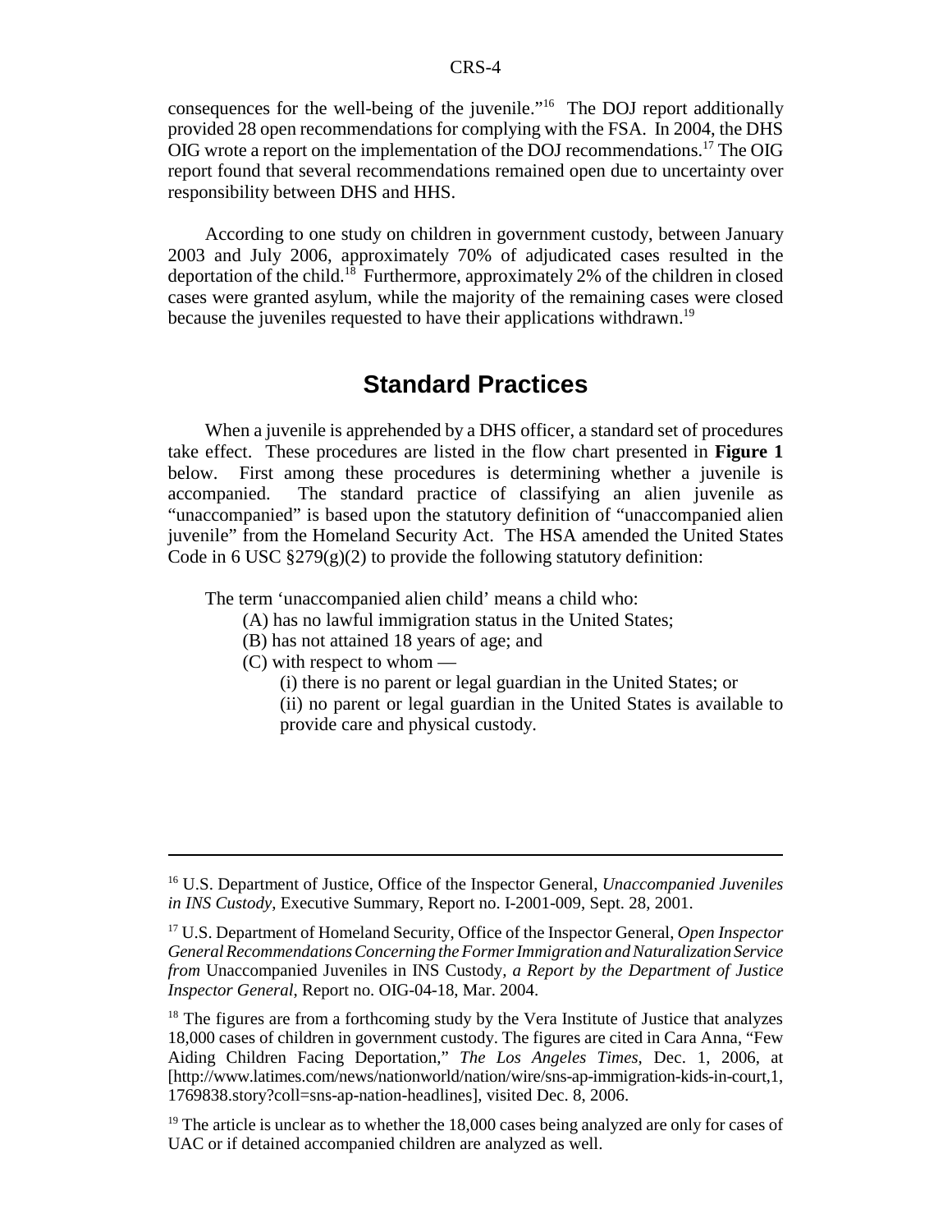consequences for the well-being of the juvenile."[16] The DOJ report additionally provided 28 open recommendations for complying with the FSA. In 2004, the DHS OIG wrote a report on the implementation of the DOJ recommendations.[17] The OIG report found that several recommendations remained open due to uncertainty over responsibility between DHS and HHS.

According to one study on children in government custody, between January 2003 and July 2006, approximately 70% of adjudicated cases resulted in the deportation of the child.[18] Furthermore, approximately 2% of the children in closed cases were granted asylum, while the majority of the remaining cases were closed because the juveniles requested to have their applications withdrawn.[19]

## Standard Practices

When a juvenile is apprehended by a DHS officer, a standard set of procedures take effect. These procedures are listed in the flow chart presented in **Figure 1** below. First among these procedures is determining whether a juvenile is accompanied. The standard practice of classifying an alien juvenile as "unaccompanied" is based upon the statutory definition of "unaccompanied alien juvenile" from the Homeland Security Act. The HSA amended the United States Code in 6 USC §279(g)(2) to provide the following statutory definition:

> The term 'unaccompanied alien child' means a child who:
> (A) has no lawful immigration status in the United States;
> (B) has not attained 18 years of age; and
> (C) with respect to whom —
> (i) there is no parent or legal guardian in the United States; or
> (ii) no parent or legal guardian in the United States is available to provide care and physical custody.

---

[16] U.S. Department of Justice, Office of the Inspector General, *Unaccompanied Juveniles in INS Custody*, Executive Summary, Report no. I-2001-009, Sept. 28, 2001.

[17] U.S. Department of Homeland Security, Office of the Inspector General, *Open Inspector General Recommendations Concerning the Former Immigration and Naturalization Service from* Unaccompanied Juveniles in INS Custody, *a Report by the Department of Justice Inspector General*, Report no. OIG-04-18, Mar. 2004.

[18] The figures are from a forthcoming study by the Vera Institute of Justice that analyzes 18,000 cases of children in government custody. The figures are cited in Cara Anna, "Few Aiding Children Facing Deportation," *The Los Angeles Times*, Dec. 1, 2006, at [http://www.latimes.com/news/nationworld/nation/wire/sns-ap-immigration-kids-in-court,1,1769838.story?coll=sns-ap-nation-headlines], visited Dec. 8, 2006.

[19] The article is unclear as to whether the 18,000 cases being analyzed are only for cases of UAC or if detained accompanied children are analyzed as well.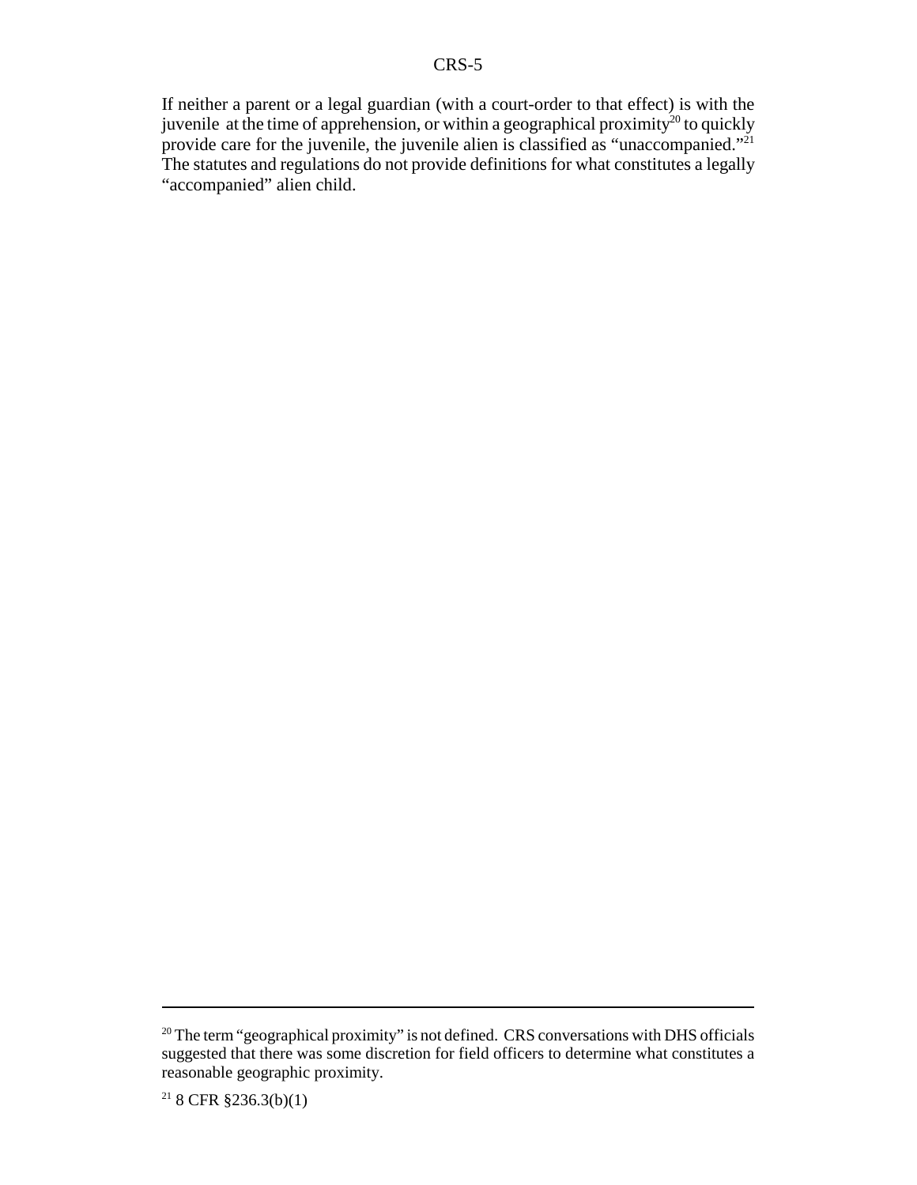If neither a parent or a legal guardian (with a court-order to that effect) is with the juvenile at the time of apprehension, or within a geographical proximity[20] to quickly provide care for the juvenile, the juvenile alien is classified as "unaccompanied."[21] The statutes and regulations do not provide definitions for what constitutes a legally "accompanied" alien child.

---

[20] The term "geographical proximity" is not defined. CRS conversations with DHS officials suggested that there was some discretion for field officers to determine what constitutes a reasonable geographic proximity.

[21] 8 CFR §236.3(b)(1)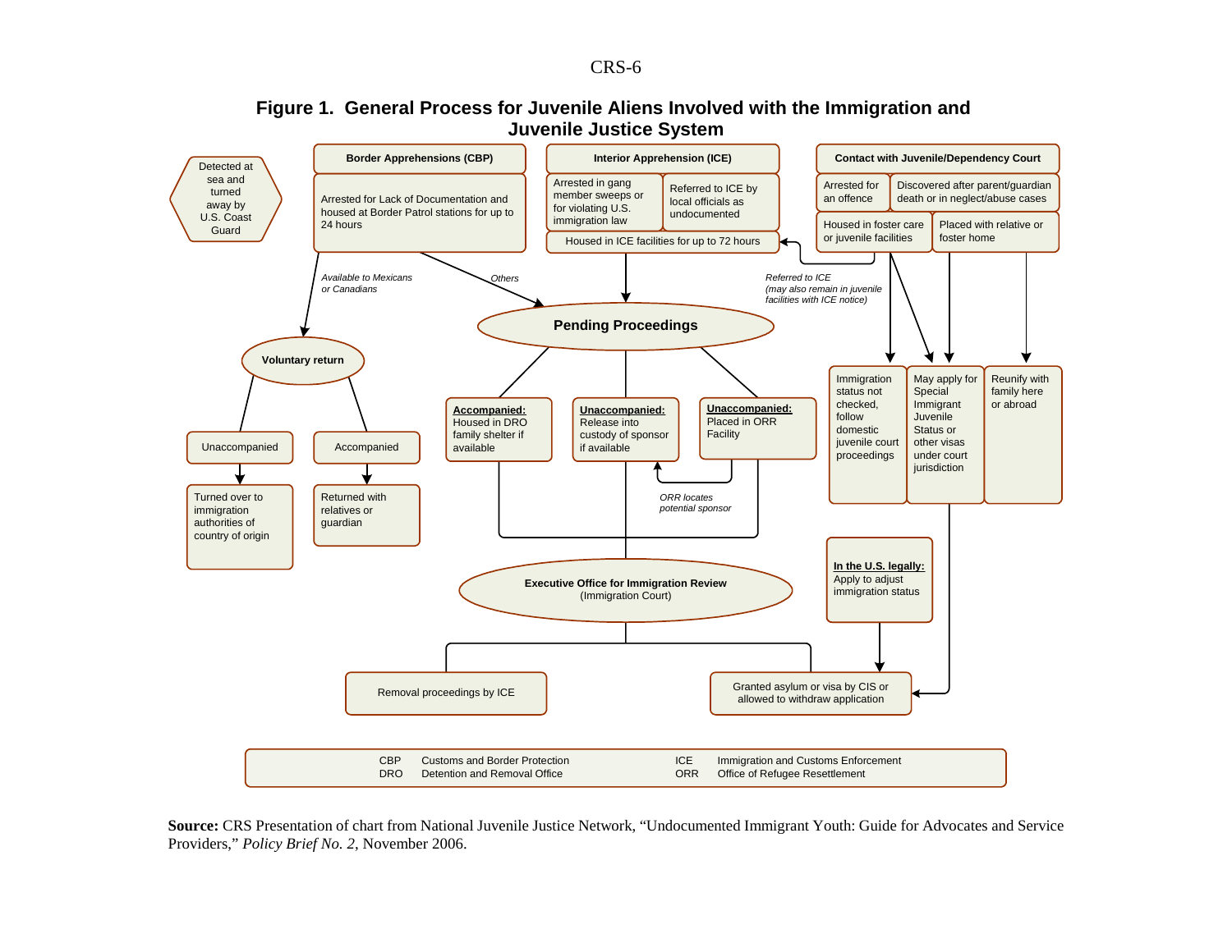# Figure 1. General Process for Juvenile Aliens Involved with the Immigration and Juvenile Justice System

Detected at sea and turned away by U.S. Coast Guard

**Border Apprehensions (CBP)**

Arrested for Lack of Documentation and housed at Border Patrol stations for up to 24 hours

**Interior Apprehension (ICE)**

Arrested in gang member sweeps or for violating U.S. immigration law

Referred to ICE by local officials as undocumented

Housed in ICE facilities for up to 72 hours

**Contact with Juvenile/Dependency Court**

Arrested for an offence

Discovered after parent/guardian death or in neglect/abuse cases

Housed in foster care or juvenile facilities

Placed with relative or foster home

*Available to Mexicans or Canadians*

*Others*

*Referred to ICE (may also remain in juvenile facilities with ICE notice)*

**Pending Proceedings**

**Voluntary return**

Unaccompanied

Accompanied

Turned over to immigration authorities of country of origin

Returned with relatives or guardian

**Accompanied:** Housed in DRO family shelter if available

**Unaccompanied:** Release into custody of sponsor if available

**Unaccompanied:** Placed in ORR Facility

*ORR locates potential sponsor*

Immigration status not checked, follow domestic juvenile court proceedings

May apply for Special Immigrant Juvenile Status or other visas under court jurisdiction

Reunify with family here or abroad

**In the U.S. legally:** Apply to adjust immigration status

**Executive Office for Immigration Review** (Immigration Court)

Removal proceedings by ICE

Granted asylum or visa by CIS or allowed to withdraw application

| | | | |
|---|---|---|---|
| CBP | Customs and Border Protection | ICE | Immigration and Customs Enforcement |
| DRO | Detention and Removal Office | ORR | Office of Refugee Resettlement |

**Source:** CRS Presentation of chart from National Juvenile Justice Network, "Undocumented Immigrant Youth: Guide for Advocates and Service Providers," *Policy Brief No. 2*, November 2006.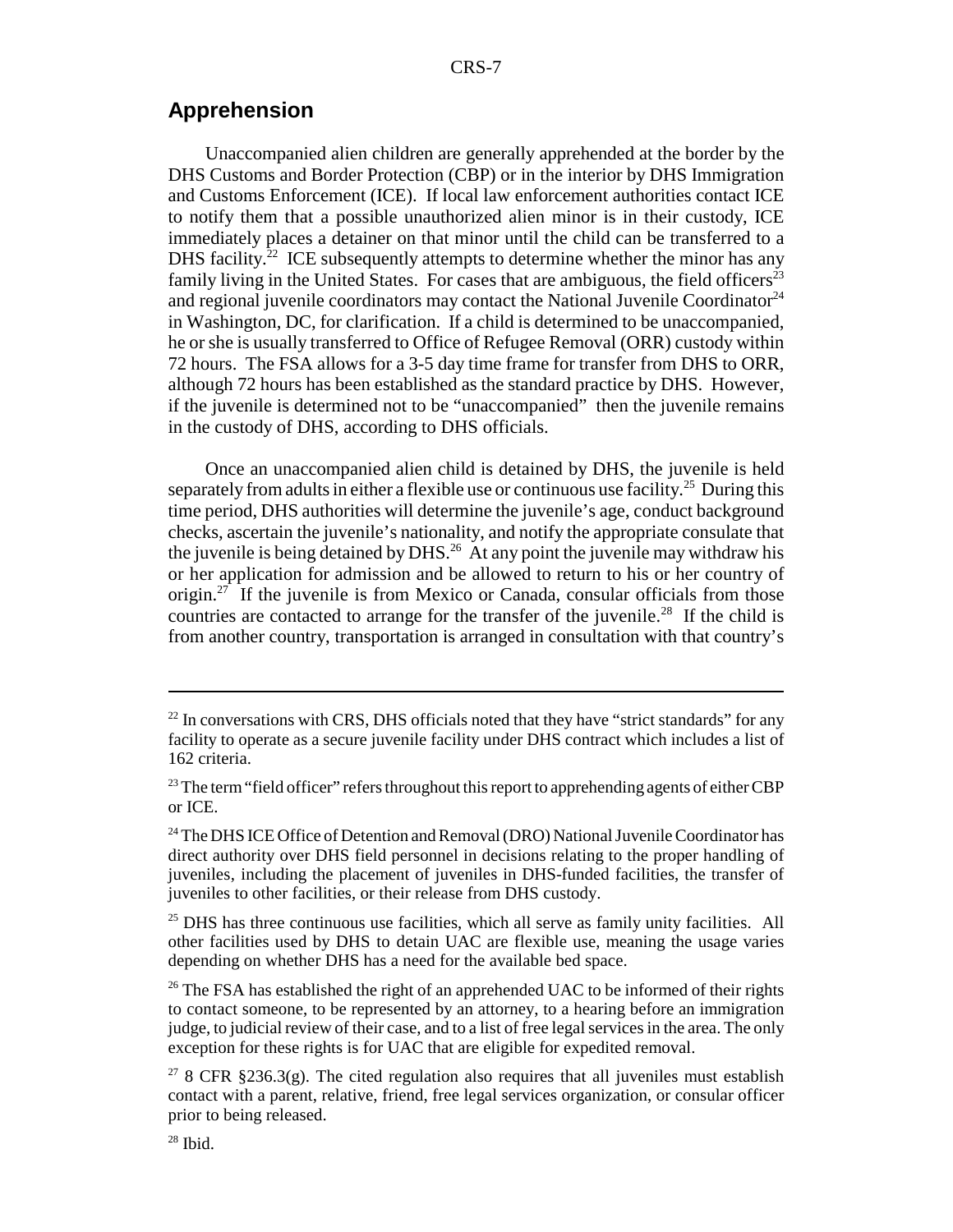## Apprehension

Unaccompanied alien children are generally apprehended at the border by the DHS Customs and Border Protection (CBP) or in the interior by DHS Immigration and Customs Enforcement (ICE). If local law enforcement authorities contact ICE to notify them that a possible unauthorized alien minor is in their custody, ICE immediately places a detainer on that minor until the child can be transferred to a DHS facility.[22] ICE subsequently attempts to determine whether the minor has any family living in the United States. For cases that are ambiguous, the field officers[23] and regional juvenile coordinators may contact the National Juvenile Coordinator[24] in Washington, DC, for clarification. If a child is determined to be unaccompanied, he or she is usually transferred to Office of Refugee Removal (ORR) custody within 72 hours. The FSA allows for a 3-5 day time frame for transfer from DHS to ORR, although 72 hours has been established as the standard practice by DHS. However, if the juvenile is determined not to be "unaccompanied" then the juvenile remains in the custody of DHS, according to DHS officials.

Once an unaccompanied alien child is detained by DHS, the juvenile is held separately from adults in either a flexible use or continuous use facility.[25] During this time period, DHS authorities will determine the juvenile's age, conduct background checks, ascertain the juvenile's nationality, and notify the appropriate consulate that the juvenile is being detained by DHS.[26] At any point the juvenile may withdraw his or her application for admission and be allowed to return to his or her country of origin.[27] If the juvenile is from Mexico or Canada, consular officials from those countries are contacted to arrange for the transfer of the juvenile.[28] If the child is from another country, transportation is arranged in consultation with that country's

---

[22] In conversations with CRS, DHS officials noted that they have "strict standards" for any facility to operate as a secure juvenile facility under DHS contract which includes a list of 162 criteria.

[23] The term "field officer" refers throughout this report to apprehending agents of either CBP or ICE.

[24] The DHS ICE Office of Detention and Removal (DRO) National Juvenile Coordinator has direct authority over DHS field personnel in decisions relating to the proper handling of juveniles, including the placement of juveniles in DHS-funded facilities, the transfer of juveniles to other facilities, or their release from DHS custody.

[25] DHS has three continuous use facilities, which all serve as family unity facilities. All other facilities used by DHS to detain UAC are flexible use, meaning the usage varies depending on whether DHS has a need for the available bed space.

[26] The FSA has established the right of an apprehended UAC to be informed of their rights to contact someone, to be represented by an attorney, to a hearing before an immigration judge, to judicial review of their case, and to a list of free legal services in the area. The only exception for these rights is for UAC that are eligible for expedited removal.

[27] 8 CFR §236.3(g). The cited regulation also requires that all juveniles must establish contact with a parent, relative, friend, free legal services organization, or consular officer prior to being released.

[28] Ibid.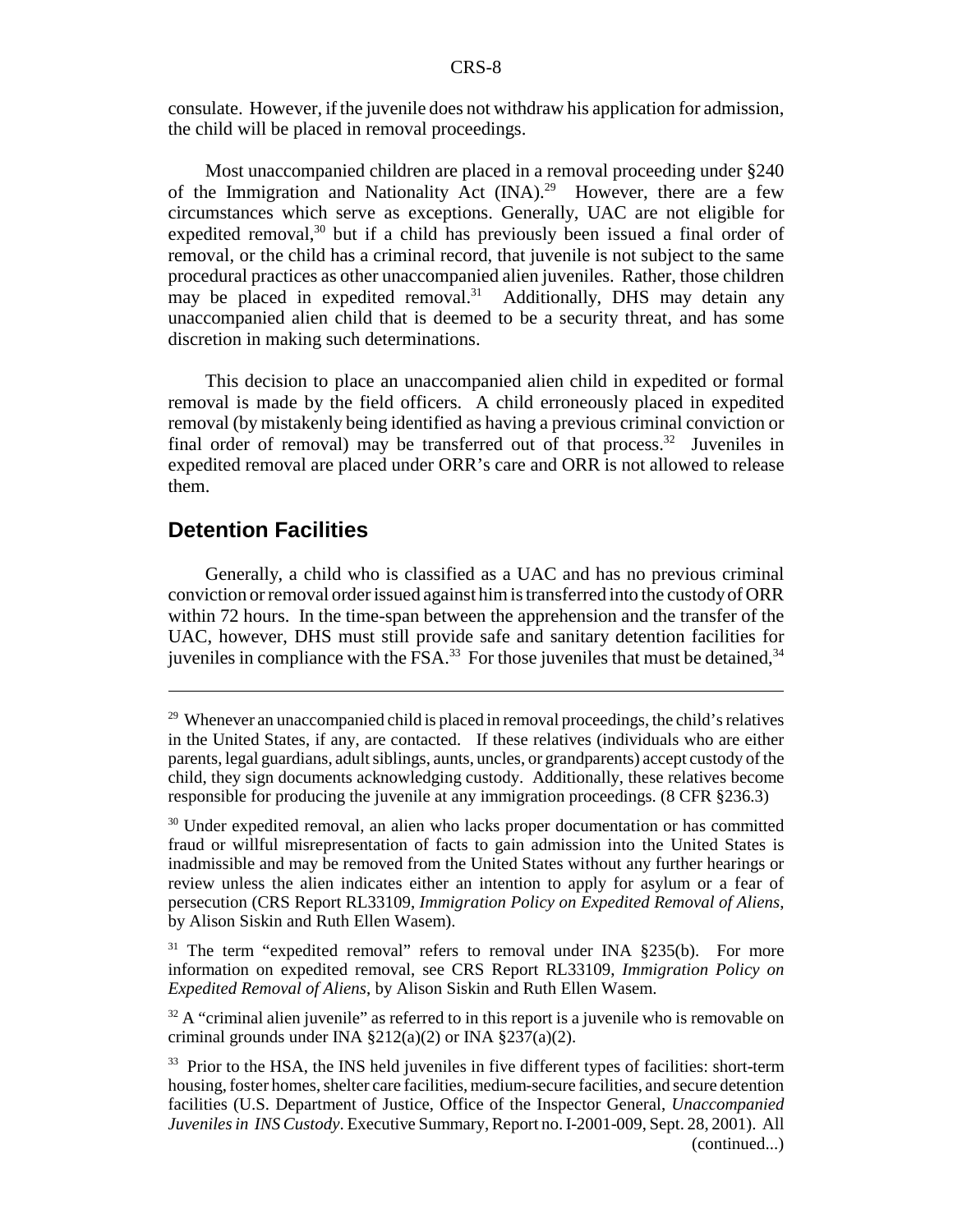consulate. However, if the juvenile does not withdraw his application for admission, the child will be placed in removal proceedings.

Most unaccompanied children are placed in a removal proceeding under §240 of the Immigration and Nationality Act (INA).[29] However, there are a few circumstances which serve as exceptions. Generally, UAC are not eligible for expedited removal,[30] but if a child has previously been issued a final order of removal, or the child has a criminal record, that juvenile is not subject to the same procedural practices as other unaccompanied alien juveniles. Rather, those children may be placed in expedited removal.[31] Additionally, DHS may detain any unaccompanied alien child that is deemed to be a security threat, and has some discretion in making such determinations.

This decision to place an unaccompanied alien child in expedited or formal removal is made by the field officers. A child erroneously placed in expedited removal (by mistakenly being identified as having a previous criminal conviction or final order of removal) may be transferred out of that process.[32] Juveniles in expedited removal are placed under ORR's care and ORR is not allowed to release them.

## Detention Facilities

Generally, a child who is classified as a UAC and has no previous criminal conviction or removal order issued against him is transferred into the custody of ORR within 72 hours. In the time-span between the apprehension and the transfer of the UAC, however, DHS must still provide safe and sanitary detention facilities for juveniles in compliance with the FSA.[33] For those juveniles that must be detained,[34]

---

[29] Whenever an unaccompanied child is placed in removal proceedings, the child's relatives in the United States, if any, are contacted. If these relatives (individuals who are either parents, legal guardians, adult siblings, aunts, uncles, or grandparents) accept custody of the child, they sign documents acknowledging custody. Additionally, these relatives become responsible for producing the juvenile at any immigration proceedings. (8 CFR §236.3)

[30] Under expedited removal, an alien who lacks proper documentation or has committed fraud or willful misrepresentation of facts to gain admission into the United States is inadmissible and may be removed from the United States without any further hearings or review unless the alien indicates either an intention to apply for asylum or a fear of persecution (CRS Report RL33109, *Immigration Policy on Expedited Removal of Aliens*, by Alison Siskin and Ruth Ellen Wasem).

[31] The term "expedited removal" refers to removal under INA §235(b). For more information on expedited removal, see CRS Report RL33109, *Immigration Policy on Expedited Removal of Aliens*, by Alison Siskin and Ruth Ellen Wasem.

[32] A "criminal alien juvenile" as referred to in this report is a juvenile who is removable on criminal grounds under INA §212(a)(2) or INA §237(a)(2).

[33] Prior to the HSA, the INS held juveniles in five different types of facilities: short-term housing, foster homes, shelter care facilities, medium-secure facilities, and secure detention facilities (U.S. Department of Justice, Office of the Inspector General, *Unaccompanied Juveniles in INS Custody*. Executive Summary, Report no. I-2001-009, Sept. 28, 2001). All (continued...)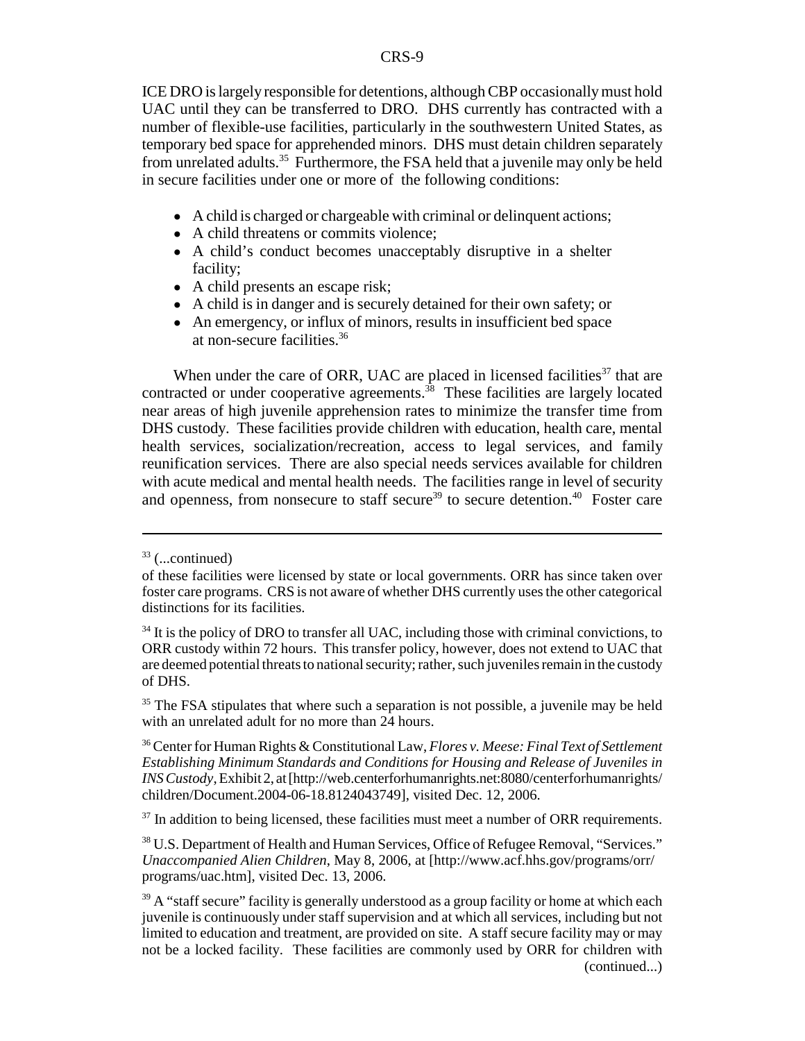ICE DRO is largely responsible for detentions, although CBP occasionally must hold UAC until they can be transferred to DRO. DHS currently has contracted with a number of flexible-use facilities, particularly in the southwestern United States, as temporary bed space for apprehended minors. DHS must detain children separately from unrelated adults.[35] Furthermore, the FSA held that a juvenile may only be held in secure facilities under one or more of the following conditions:

- A child is charged or chargeable with criminal or delinquent actions;
- A child threatens or commits violence;
- A child's conduct becomes unacceptably disruptive in a shelter facility;
- A child presents an escape risk;
- A child is in danger and is securely detained for their own safety; or
- An emergency, or influx of minors, results in insufficient bed space at non-secure facilities.[36]

When under the care of ORR, UAC are placed in licensed facilities[37] that are contracted or under cooperative agreements.[38] These facilities are largely located near areas of high juvenile apprehension rates to minimize the transfer time from DHS custody. These facilities provide children with education, health care, mental health services, socialization/recreation, access to legal services, and family reunification services. There are also special needs services available for children with acute medical and mental health needs. The facilities range in level of security and openness, from nonsecure to staff secure[39] to secure detention.[40] Foster care

---

[33] (...continued)
of these facilities were licensed by state or local governments. ORR has since taken over foster care programs. CRS is not aware of whether DHS currently uses the other categorical distinctions for its facilities.

[34] It is the policy of DRO to transfer all UAC, including those with criminal convictions, to ORR custody within 72 hours. This transfer policy, however, does not extend to UAC that are deemed potential threats to national security; rather, such juveniles remain in the custody of DHS.

[35] The FSA stipulates that where such a separation is not possible, a juvenile may be held with an unrelated adult for no more than 24 hours.

[36] Center for Human Rights & Constitutional Law, *Flores v. Meese: Final Text of Settlement Establishing Minimum Standards and Conditions for Housing and Release of Juveniles in INS Custody*, Exhibit 2, at [http://web.centerforhumanrights.net:8080/centerforhumanrights/children/Document.2004-06-18.8124043749], visited Dec. 12, 2006.

[37] In addition to being licensed, these facilities must meet a number of ORR requirements.

[38] U.S. Department of Health and Human Services, Office of Refugee Removal, "Services." *Unaccompanied Alien Children*, May 8, 2006, at [http://www.acf.hhs.gov/programs/orr/programs/uac.htm], visited Dec. 13, 2006.

[39] A "staff secure" facility is generally understood as a group facility or home at which each juvenile is continuously under staff supervision and at which all services, including but not limited to education and treatment, are provided on site. A staff secure facility may or may not be a locked facility. These facilities are commonly used by ORR for children with (continued...)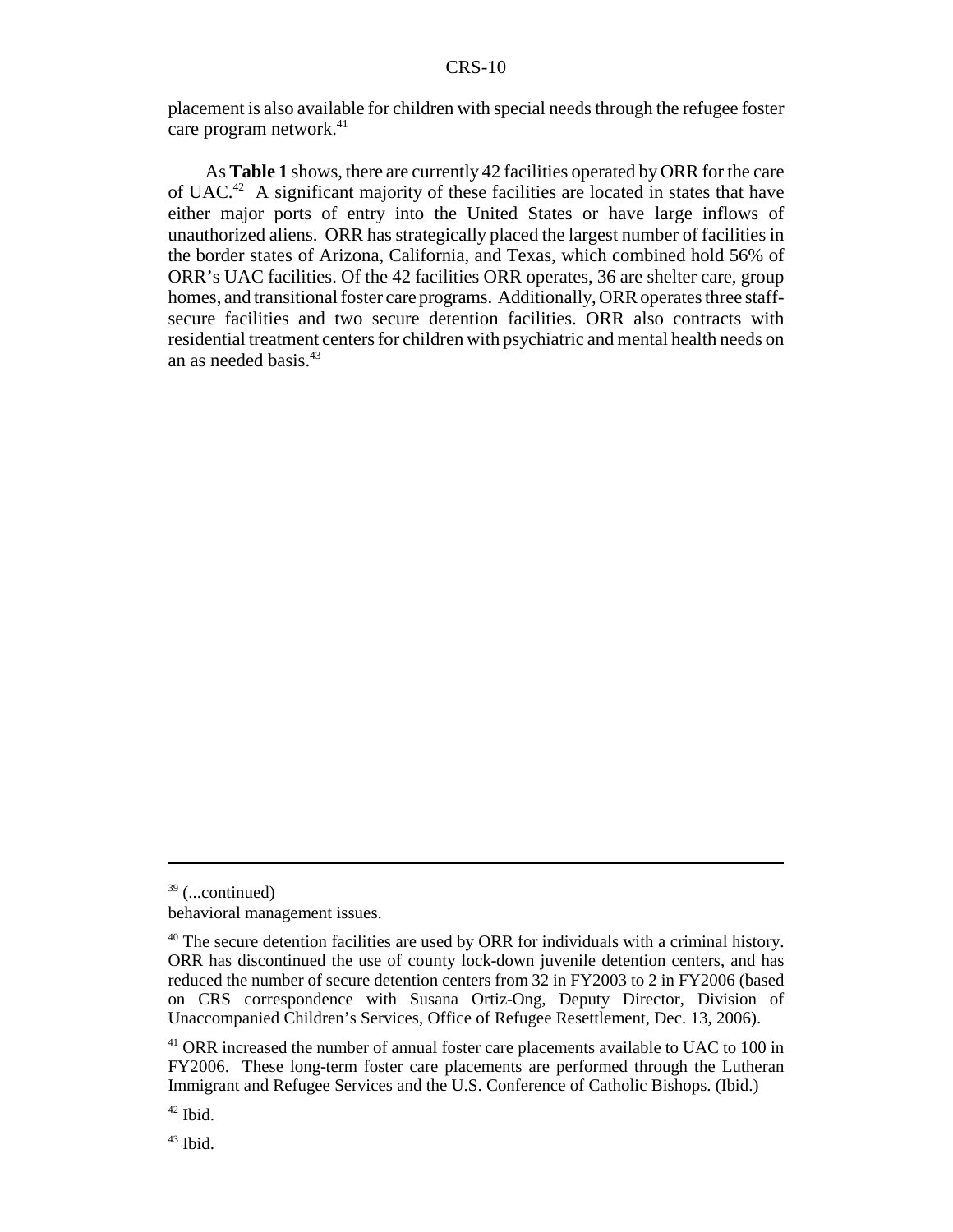placement is also available for children with special needs through the refugee foster care program network.[41]

As **Table 1** shows, there are currently 42 facilities operated by ORR for the care of UAC.[42] A significant majority of these facilities are located in states that have either major ports of entry into the United States or have large inflows of unauthorized aliens. ORR has strategically placed the largest number of facilities in the border states of Arizona, California, and Texas, which combined hold 56% of ORR's UAC facilities. Of the 42 facilities ORR operates, 36 are shelter care, group homes, and transitional foster care programs. Additionally, ORR operates three staff-secure facilities and two secure detention facilities. ORR also contracts with residential treatment centers for children with psychiatric and mental health needs on an as needed basis.[43]

---

[39] (...continued)
behavioral management issues.

[40] The secure detention facilities are used by ORR for individuals with a criminal history. ORR has discontinued the use of county lock-down juvenile detention centers, and has reduced the number of secure detention centers from 32 in FY2003 to 2 in FY2006 (based on CRS correspondence with Susana Ortiz-Ong, Deputy Director, Division of Unaccompanied Children's Services, Office of Refugee Resettlement, Dec. 13, 2006).

[41] ORR increased the number of annual foster care placements available to UAC to 100 in FY2006. These long-term foster care placements are performed through the Lutheran Immigrant and Refugee Services and the U.S. Conference of Catholic Bishops. (Ibid.)

[42] Ibid.

[43] Ibid.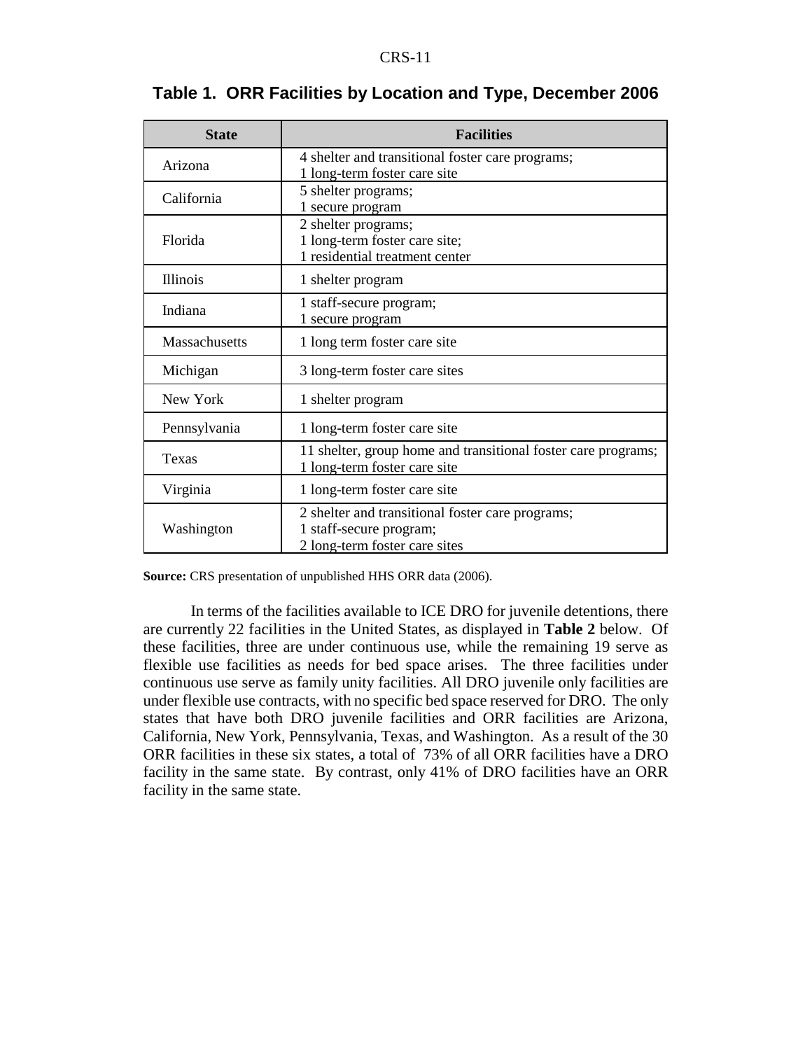**Table 1. ORR Facilities by Location and Type, December 2006**

| State | Facilities |
|---|---|
| Arizona | 4 shelter and transitional foster care programs;<br>1 long-term foster care site |
| California | 5 shelter programs;<br>1 secure program |
| Florida | 2 shelter programs;<br>1 long-term foster care site;<br>1 residential treatment center |
| Illinois | 1 shelter program |
| Indiana | 1 staff-secure program;<br>1 secure program |
| Massachusetts | 1 long term foster care site |
| Michigan | 3 long-term foster care sites |
| New York | 1 shelter program |
| Pennsylvania | 1 long-term foster care site |
| Texas | 11 shelter, group home and transitional foster care programs;<br>1 long-term foster care site |
| Virginia | 1 long-term foster care site |
| Washington | 2 shelter and transitional foster care programs;<br>1 staff-secure program;<br>2 long-term foster care sites |

**Source:** CRS presentation of unpublished HHS ORR data (2006).

In terms of the facilities available to ICE DRO for juvenile detentions, there are currently 22 facilities in the United States, as displayed in **Table 2** below. Of these facilities, three are under continuous use, while the remaining 19 serve as flexible use facilities as needs for bed space arises. The three facilities under continuous use serve as family unity facilities. All DRO juvenile only facilities are under flexible use contracts, with no specific bed space reserved for DRO. The only states that have both DRO juvenile facilities and ORR facilities are Arizona, California, New York, Pennsylvania, Texas, and Washington. As a result of the 30 ORR facilities in these six states, a total of 73% of all ORR facilities have a DRO facility in the same state. By contrast, only 41% of DRO facilities have an ORR facility in the same state.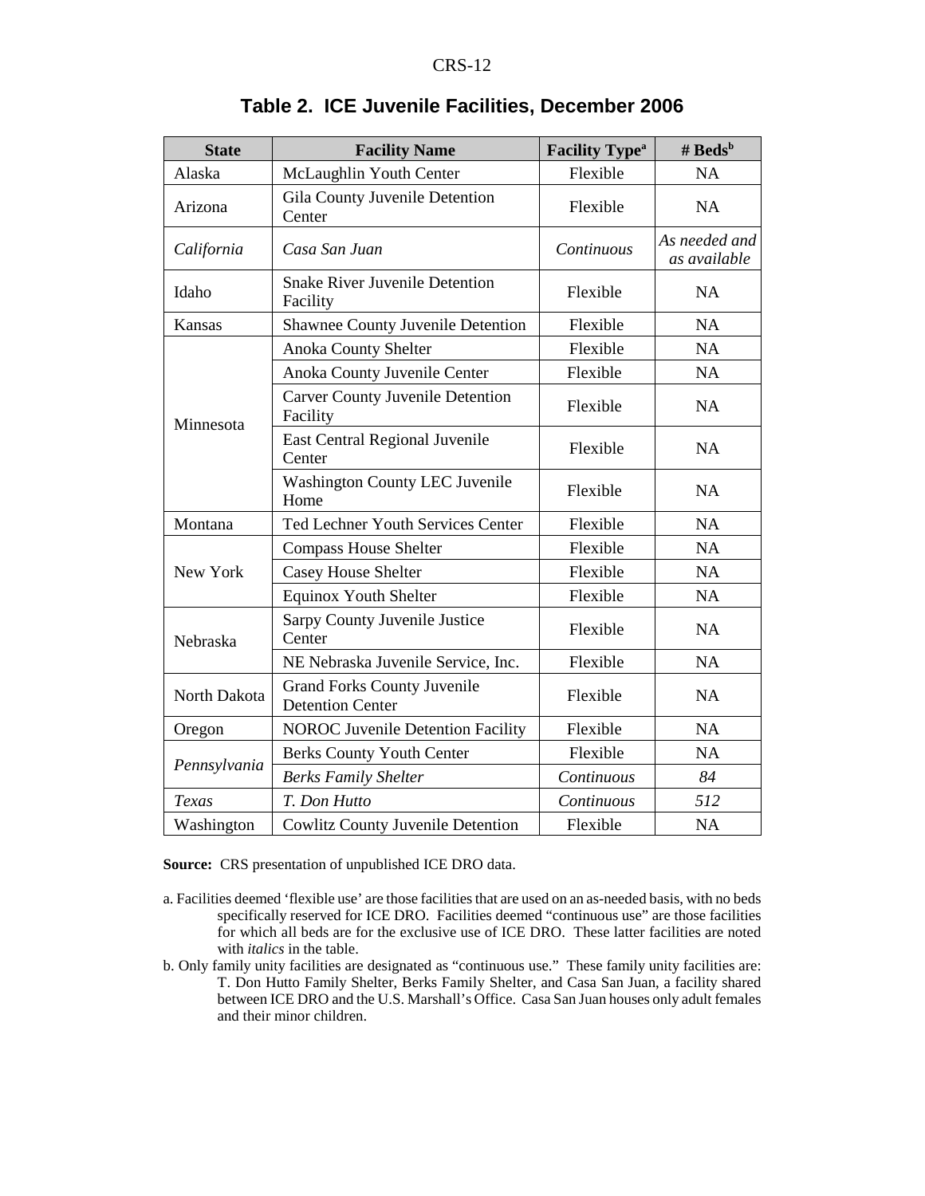**Table 2. ICE Juvenile Facilities, December 2006**

| State | Facility Name | Facility Type[a] | # Beds[b] |
|---|---|---|---|
| Alaska | McLaughlin Youth Center | Flexible | NA |
| Arizona | Gila County Juvenile Detention Center | Flexible | NA |
| *California* | *Casa San Juan* | *Continuous* | *As needed and as available* |
| Idaho | Snake River Juvenile Detention Facility | Flexible | NA |
| Kansas | Shawnee County Juvenile Detention | Flexible | NA |
| Minnesota | Anoka County Shelter | Flexible | NA |
| | Anoka County Juvenile Center | Flexible | NA |
| | Carver County Juvenile Detention Facility | Flexible | NA |
| | East Central Regional Juvenile Center | Flexible | NA |
| | Washington County LEC Juvenile Home | Flexible | NA |
| Montana | Ted Lechner Youth Services Center | Flexible | NA |
| New York | Compass House Shelter | Flexible | NA |
| | Casey House Shelter | Flexible | NA |
| | Equinox Youth Shelter | Flexible | NA |
| Nebraska | Sarpy County Juvenile Justice Center | Flexible | NA |
| | NE Nebraska Juvenile Service, Inc. | Flexible | NA |
| North Dakota | Grand Forks County Juvenile Detention Center | Flexible | NA |
| Oregon | NOROC Juvenile Detention Facility | Flexible | NA |
| *Pennsylvania* | Berks County Youth Center | Flexible | NA |
| | *Berks Family Shelter* | *Continuous* | *84* |
| *Texas* | *T. Don Hutto* | *Continuous* | *512* |
| Washington | Cowlitz County Juvenile Detention | Flexible | NA |

**Source:** CRS presentation of unpublished ICE DRO data.

a. Facilities deemed 'flexible use' are those facilities that are used on an as-needed basis, with no beds specifically reserved for ICE DRO. Facilities deemed "continuous use" are those facilities for which all beds are for the exclusive use of ICE DRO. These latter facilities are noted with *italics* in the table.

b. Only family unity facilities are designated as "continuous use." These family unity facilities are: T. Don Hutto Family Shelter, Berks Family Shelter, and Casa San Juan, a facility shared between ICE DRO and the U.S. Marshall's Office. Casa San Juan houses only adult females and their minor children.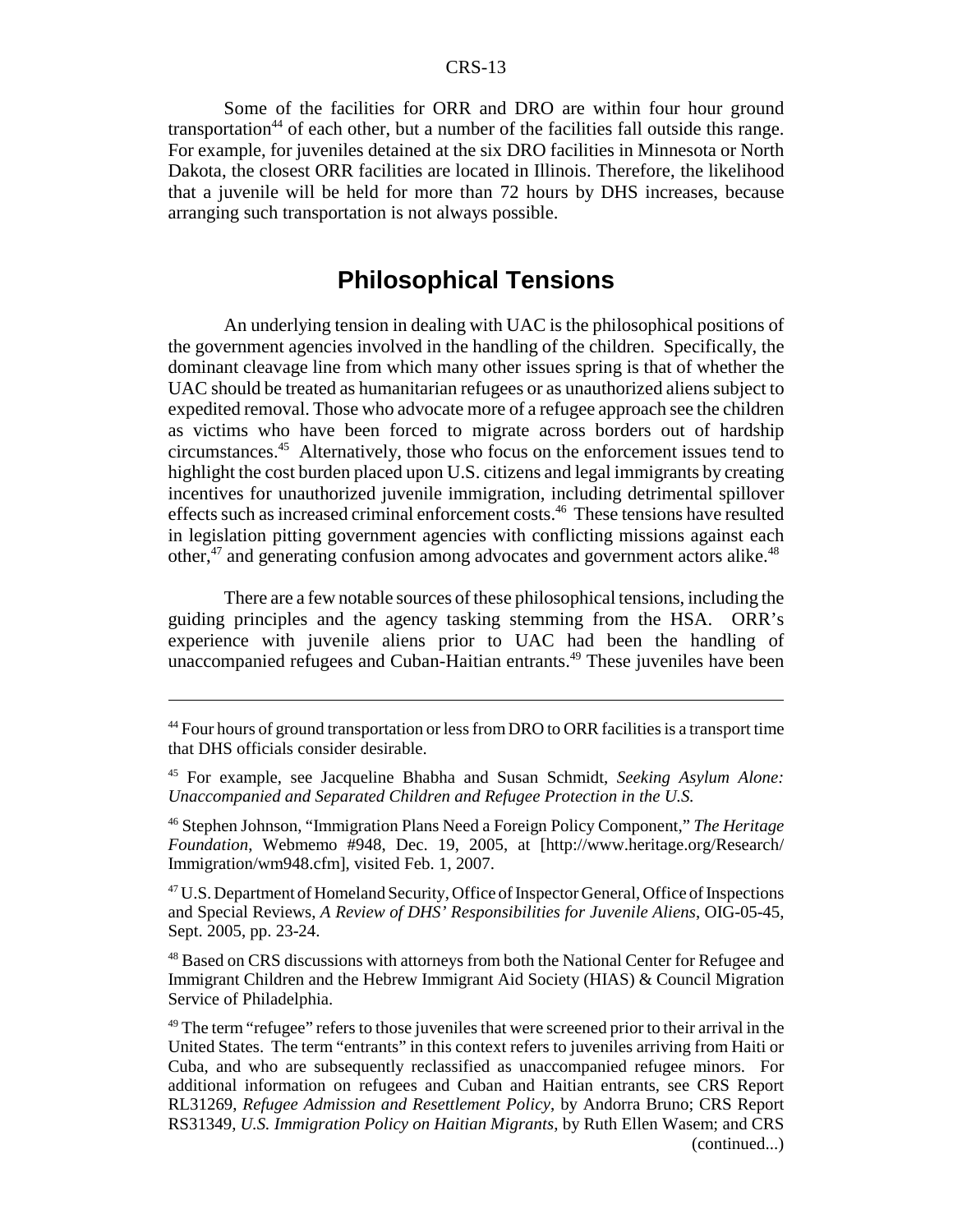Some of the facilities for ORR and DRO are within four hour ground transportation[44] of each other, but a number of the facilities fall outside this range. For example, for juveniles detained at the six DRO facilities in Minnesota or North Dakota, the closest ORR facilities are located in Illinois. Therefore, the likelihood that a juvenile will be held for more than 72 hours by DHS increases, because arranging such transportation is not always possible.

## Philosophical Tensions

An underlying tension in dealing with UAC is the philosophical positions of the government agencies involved in the handling of the children. Specifically, the dominant cleavage line from which many other issues spring is that of whether the UAC should be treated as humanitarian refugees or as unauthorized aliens subject to expedited removal. Those who advocate more of a refugee approach see the children as victims who have been forced to migrate across borders out of hardship circumstances.[45] Alternatively, those who focus on the enforcement issues tend to highlight the cost burden placed upon U.S. citizens and legal immigrants by creating incentives for unauthorized juvenile immigration, including detrimental spillover effects such as increased criminal enforcement costs.[46] These tensions have resulted in legislation pitting government agencies with conflicting missions against each other,[47] and generating confusion among advocates and government actors alike.[48]

There are a few notable sources of these philosophical tensions, including the guiding principles and the agency tasking stemming from the HSA. ORR's experience with juvenile aliens prior to UAC had been the handling of unaccompanied refugees and Cuban-Haitian entrants.[49] These juveniles have been

---

[44] Four hours of ground transportation or less from DRO to ORR facilities is a transport time that DHS officials consider desirable.

[45] For example, see Jacqueline Bhabha and Susan Schmidt, *Seeking Asylum Alone: Unaccompanied and Separated Children and Refugee Protection in the U.S.*

[46] Stephen Johnson, "Immigration Plans Need a Foreign Policy Component," *The Heritage Foundation*, Webmemo #948, Dec. 19, 2005, at [http://www.heritage.org/Research/Immigration/wm948.cfm], visited Feb. 1, 2007.

[47] U.S. Department of Homeland Security, Office of Inspector General, Office of Inspections and Special Reviews, *A Review of DHS' Responsibilities for Juvenile Aliens*, OIG-05-45, Sept. 2005, pp. 23-24.

[48] Based on CRS discussions with attorneys from both the National Center for Refugee and Immigrant Children and the Hebrew Immigrant Aid Society (HIAS) & Council Migration Service of Philadelphia.

[49] The term "refugee" refers to those juveniles that were screened prior to their arrival in the United States. The term "entrants" in this context refers to juveniles arriving from Haiti or Cuba, and who are subsequently reclassified as unaccompanied refugee minors. For additional information on refugees and Cuban and Haitian entrants, see CRS Report RL31269, *Refugee Admission and Resettlement Policy*, by Andorra Bruno; CRS Report RS31349, *U.S. Immigration Policy on Haitian Migrants*, by Ruth Ellen Wasem; and CRS (continued...)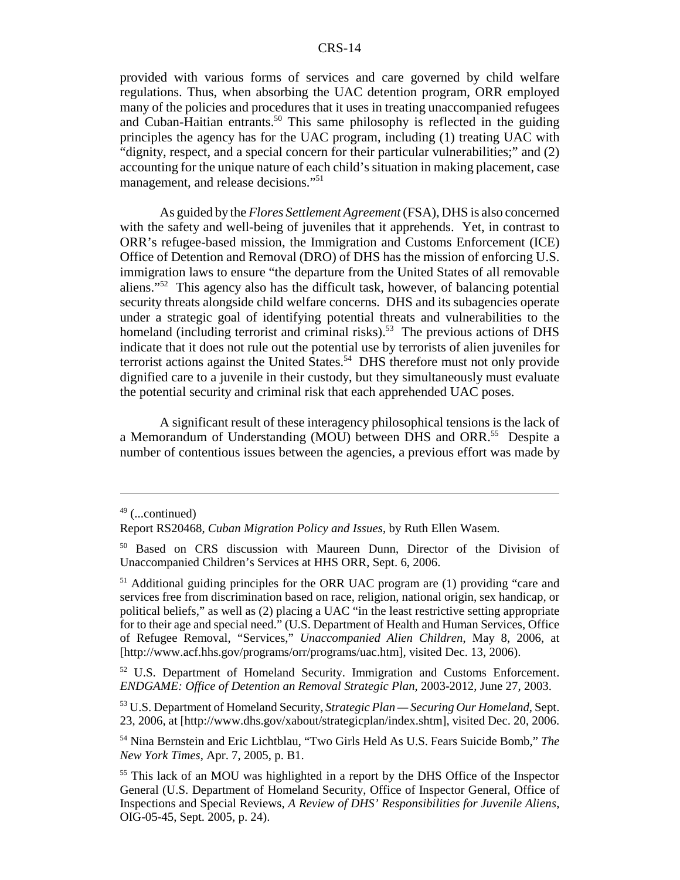provided with various forms of services and care governed by child welfare regulations. Thus, when absorbing the UAC detention program, ORR employed many of the policies and procedures that it uses in treating unaccompanied refugees and Cuban-Haitian entrants.[50] This same philosophy is reflected in the guiding principles the agency has for the UAC program, including (1) treating UAC with "dignity, respect, and a special concern for their particular vulnerabilities;" and (2) accounting for the unique nature of each child's situation in making placement, case management, and release decisions."[51]

As guided by the *Flores Settlement Agreement* (FSA), DHS is also concerned with the safety and well-being of juveniles that it apprehends. Yet, in contrast to ORR's refugee-based mission, the Immigration and Customs Enforcement (ICE) Office of Detention and Removal (DRO) of DHS has the mission of enforcing U.S. immigration laws to ensure "the departure from the United States of all removable aliens."[52] This agency also has the difficult task, however, of balancing potential security threats alongside child welfare concerns. DHS and its subagencies operate under a strategic goal of identifying potential threats and vulnerabilities to the homeland (including terrorist and criminal risks).[53] The previous actions of DHS indicate that it does not rule out the potential use by terrorists of alien juveniles for terrorist actions against the United States.[54] DHS therefore must not only provide dignified care to a juvenile in their custody, but they simultaneously must evaluate the potential security and criminal risk that each apprehended UAC poses.

A significant result of these interagency philosophical tensions is the lack of a Memorandum of Understanding (MOU) between DHS and ORR.[55] Despite a number of contentious issues between the agencies, a previous effort was made by

---

[49] (...continued)
Report RS20468, *Cuban Migration Policy and Issues*, by Ruth Ellen Wasem.

[50] Based on CRS discussion with Maureen Dunn, Director of the Division of Unaccompanied Children's Services at HHS ORR, Sept. 6, 2006.

[51] Additional guiding principles for the ORR UAC program are (1) providing "care and services free from discrimination based on race, religion, national origin, sex handicap, or political beliefs," as well as (2) placing a UAC "in the least restrictive setting appropriate for to their age and special need." (U.S. Department of Health and Human Services, Office of Refugee Removal, "Services," *Unaccompanied Alien Children*, May 8, 2006, at [http://www.acf.hhs.gov/programs/orr/programs/uac.htm], visited Dec. 13, 2006).

[52] U.S. Department of Homeland Security. Immigration and Customs Enforcement. *ENDGAME: Office of Detention an Removal Strategic Plan*, 2003-2012, June 27, 2003.

[53] U.S. Department of Homeland Security, *Strategic Plan — Securing Our Homeland*, Sept. 23, 2006, at [http://www.dhs.gov/xabout/strategicplan/index.shtm], visited Dec. 20, 2006.

[54] Nina Bernstein and Eric Lichtblau, "Two Girls Held As U.S. Fears Suicide Bomb," *The New York Times*, Apr. 7, 2005, p. B1.

[55] This lack of an MOU was highlighted in a report by the DHS Office of the Inspector General (U.S. Department of Homeland Security, Office of Inspector General, Office of Inspections and Special Reviews, *A Review of DHS' Responsibilities for Juvenile Aliens*, OIG-05-45, Sept. 2005, p. 24).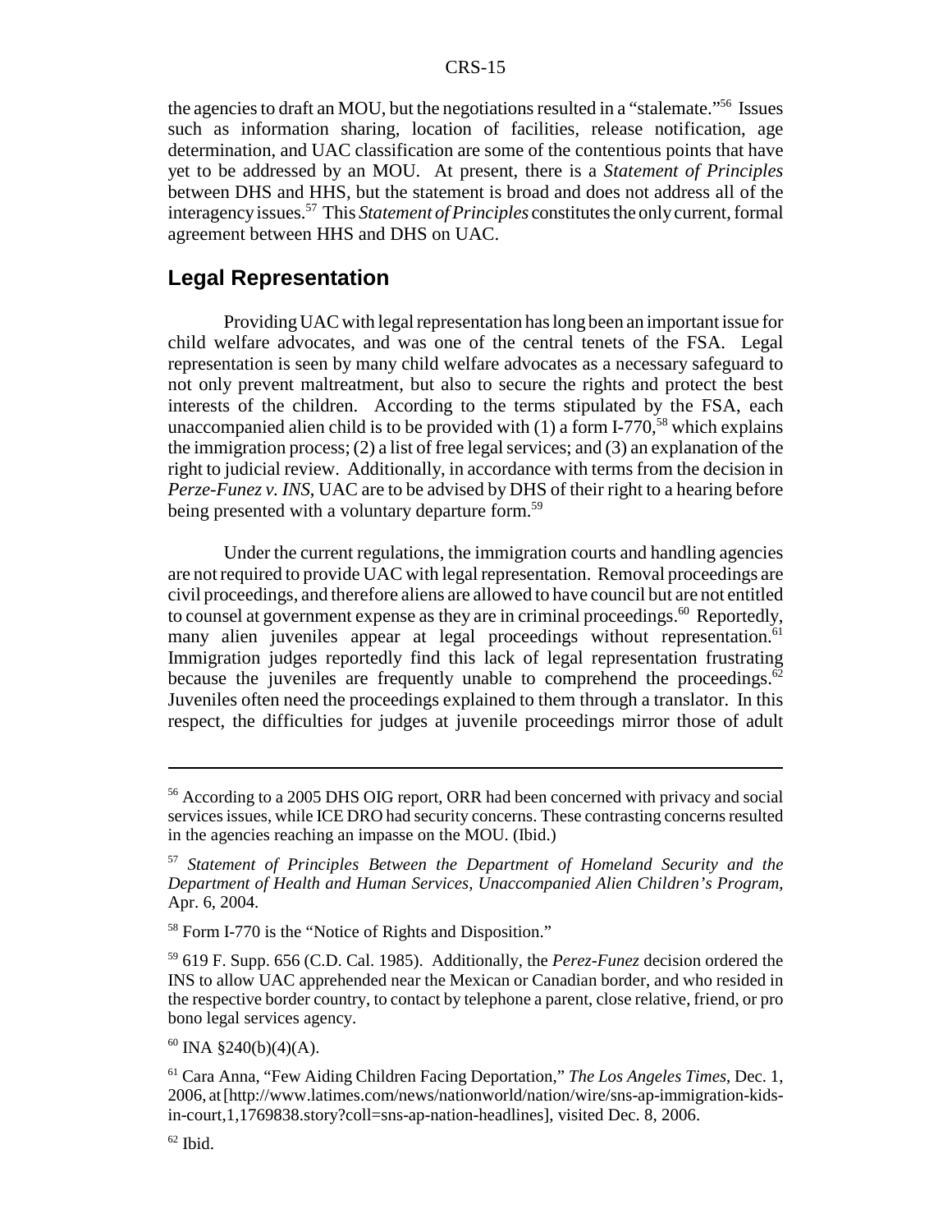the agencies to draft an MOU, but the negotiations resulted in a "stalemate."[56] Issues such as information sharing, location of facilities, release notification, age determination, and UAC classification are some of the contentious points that have yet to be addressed by an MOU. At present, there is a *Statement of Principles* between DHS and HHS, but the statement is broad and does not address all of the interagency issues.[57] This *Statement of Principles* constitutes the only current, formal agreement between HHS and DHS on UAC.

## Legal Representation

Providing UAC with legal representation has long been an important issue for child welfare advocates, and was one of the central tenets of the FSA. Legal representation is seen by many child welfare advocates as a necessary safeguard to not only prevent maltreatment, but also to secure the rights and protect the best interests of the children. According to the terms stipulated by the FSA, each unaccompanied alien child is to be provided with (1) a form I-770,[58] which explains the immigration process; (2) a list of free legal services; and (3) an explanation of the right to judicial review. Additionally, in accordance with terms from the decision in *Perze-Funez v. INS*, UAC are to be advised by DHS of their right to a hearing before being presented with a voluntary departure form.[59]

Under the current regulations, the immigration courts and handling agencies are not required to provide UAC with legal representation. Removal proceedings are civil proceedings, and therefore aliens are allowed to have council but are not entitled to counsel at government expense as they are in criminal proceedings.[60] Reportedly, many alien juveniles appear at legal proceedings without representation.[61] Immigration judges reportedly find this lack of legal representation frustrating because the juveniles are frequently unable to comprehend the proceedings.[62] Juveniles often need the proceedings explained to them through a translator. In this respect, the difficulties for judges at juvenile proceedings mirror those of adult

---

[56] According to a 2005 DHS OIG report, ORR had been concerned with privacy and social services issues, while ICE DRO had security concerns. These contrasting concerns resulted in the agencies reaching an impasse on the MOU. (Ibid.)

[57] *Statement of Principles Between the Department of Homeland Security and the Department of Health and Human Services, Unaccompanied Alien Children's Program*, Apr. 6, 2004.

[58] Form I-770 is the "Notice of Rights and Disposition."

[59] 619 F. Supp. 656 (C.D. Cal. 1985). Additionally, the *Perez-Funez* decision ordered the INS to allow UAC apprehended near the Mexican or Canadian border, and who resided in the respective border country, to contact by telephone a parent, close relative, friend, or pro bono legal services agency.

[60] INA §240(b)(4)(A).

[61] Cara Anna, "Few Aiding Children Facing Deportation," *The Los Angeles Times*, Dec. 1, 2006, at [http://www.latimes.com/news/nationworld/nation/wire/sns-ap-immigration-kids-in-court,1,1769838.story?coll=sns-ap-nation-headlines], visited Dec. 8, 2006.

[62] Ibid.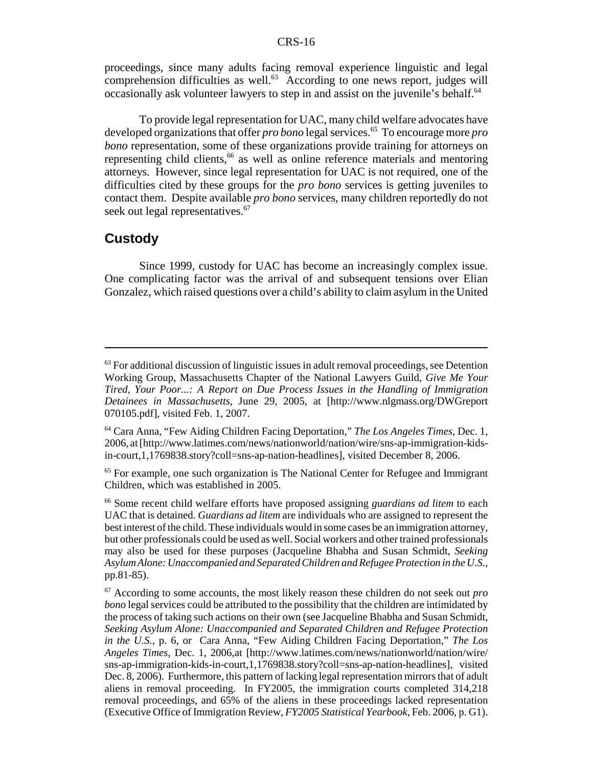proceedings, since many adults facing removal experience linguistic and legal comprehension difficulties as well.[63] According to one news report, judges will occasionally ask volunteer lawyers to step in and assist on the juvenile's behalf.[64]

To provide legal representation for UAC, many child welfare advocates have developed organizations that offer *pro bono* legal services.[65] To encourage more *pro bono* representation, some of these organizations provide training for attorneys on representing child clients,[66] as well as online reference materials and mentoring attorneys. However, since legal representation for UAC is not required, one of the difficulties cited by these groups for the *pro bono* services is getting juveniles to contact them. Despite available *pro bono* services, many children reportedly do not seek out legal representatives.[67]

## Custody

Since 1999, custody for UAC has become an increasingly complex issue. One complicating factor was the arrival of and subsequent tensions over Elian Gonzalez, which raised questions over a child's ability to claim asylum in the United

---

[63] For additional discussion of linguistic issues in adult removal proceedings, see Detention Working Group, Massachusetts Chapter of the National Lawyers Guild, *Give Me Your Tired, Your Poor...: A Report on Due Process Issues in the Handling of Immigration Detainees in Massachusetts*, June 29, 2005, at [http://www.nlgmass.org/DWGreport070105.pdf], visited Feb. 1, 2007.

[64] Cara Anna, "Few Aiding Children Facing Deportation," *The Los Angeles Times*, Dec. 1, 2006, at [http://www.latimes.com/news/nationworld/nation/wire/sns-ap-immigration-kids-in-court,1,1769838.story?coll=sns-ap-nation-headlines], visited December 8, 2006.

[65] For example, one such organization is The National Center for Refugee and Immigrant Children, which was established in 2005.

[66] Some recent child welfare efforts have proposed assigning *guardians ad litem* to each UAC that is detained. *Guardians ad litem* are individuals who are assigned to represent the best interest of the child. These individuals would in some cases be an immigration attorney, but other professionals could be used as well. Social workers and other trained professionals may also be used for these purposes (Jacqueline Bhabha and Susan Schmidt, *Seeking Asylum Alone: Unaccompanied and Separated Children and Refugee Protection in the U.S.*, pp.81-85).

[67] According to some accounts, the most likely reason these children do not seek out *pro bono* legal services could be attributed to the possibility that the children are intimidated by the process of taking such actions on their own (see Jacqueline Bhabha and Susan Schmidt, *Seeking Asylum Alone: Unaccompanied and Separated Children and Refugee Protection in the U.S.*, p. 6, or Cara Anna, "Few Aiding Children Facing Deportation," *The Los Angeles Times*, Dec. 1, 2006,at [http://www.latimes.com/news/nationworld/nation/wire/sns-ap-immigration-kids-in-court,1,1769838.story?coll=sns-ap-nation-headlines], visited Dec. 8, 2006). Furthermore, this pattern of lacking legal representation mirrors that of adult aliens in removal proceeding. In FY2005, the immigration courts completed 314,218 removal proceedings, and 65% of the aliens in these proceedings lacked representation (Executive Office of Immigration Review, *FY2005 Statistical Yearbook*, Feb. 2006, p. G1).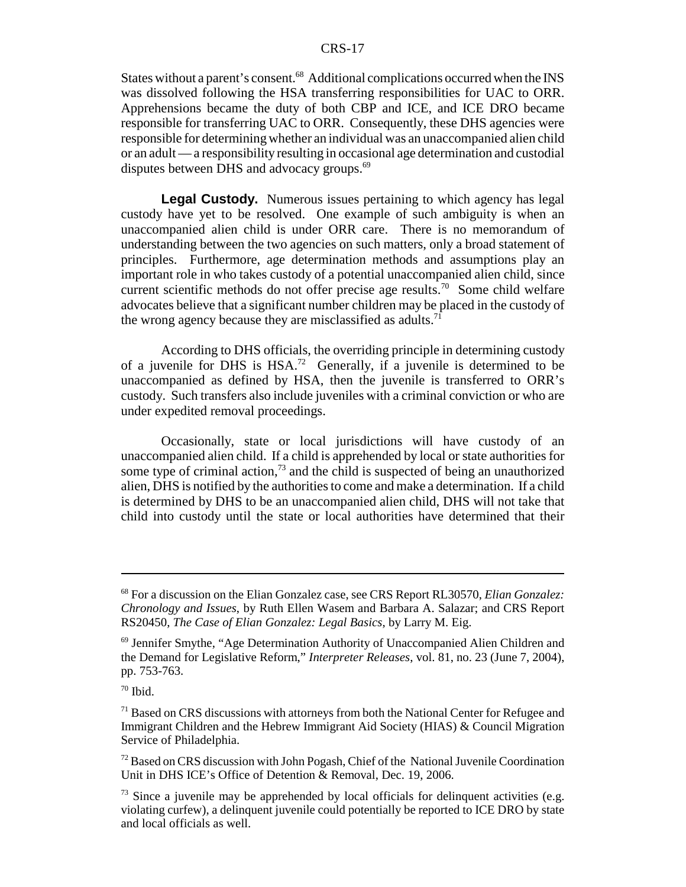States without a parent's consent.[68] Additional complications occurred when the INS was dissolved following the HSA transferring responsibilities for UAC to ORR. Apprehensions became the duty of both CBP and ICE, and ICE DRO became responsible for transferring UAC to ORR. Consequently, these DHS agencies were responsible for determining whether an individual was an unaccompanied alien child or an adult — a responsibility resulting in occasional age determination and custodial disputes between DHS and advocacy groups.[69]

**Legal Custody.** Numerous issues pertaining to which agency has legal custody have yet to be resolved. One example of such ambiguity is when an unaccompanied alien child is under ORR care. There is no memorandum of understanding between the two agencies on such matters, only a broad statement of principles. Furthermore, age determination methods and assumptions play an important role in who takes custody of a potential unaccompanied alien child, since current scientific methods do not offer precise age results.[70] Some child welfare advocates believe that a significant number children may be placed in the custody of the wrong agency because they are misclassified as adults.[71]

According to DHS officials, the overriding principle in determining custody of a juvenile for DHS is HSA.[72] Generally, if a juvenile is determined to be unaccompanied as defined by HSA, then the juvenile is transferred to ORR's custody. Such transfers also include juveniles with a criminal conviction or who are under expedited removal proceedings.

Occasionally, state or local jurisdictions will have custody of an unaccompanied alien child. If a child is apprehended by local or state authorities for some type of criminal action,[73] and the child is suspected of being an unauthorized alien, DHS is notified by the authorities to come and make a determination. If a child is determined by DHS to be an unaccompanied alien child, DHS will not take that child into custody until the state or local authorities have determined that their

---

[68] For a discussion on the Elian Gonzalez case, see CRS Report RL30570, *Elian Gonzalez: Chronology and Issues*, by Ruth Ellen Wasem and Barbara A. Salazar; and CRS Report RS20450, *The Case of Elian Gonzalez: Legal Basics*, by Larry M. Eig.

[69] Jennifer Smythe, "Age Determination Authority of Unaccompanied Alien Children and the Demand for Legislative Reform," *Interpreter Releases*, vol. 81, no. 23 (June 7, 2004), pp. 753-763.

[70] Ibid.

[71] Based on CRS discussions with attorneys from both the National Center for Refugee and Immigrant Children and the Hebrew Immigrant Aid Society (HIAS) & Council Migration Service of Philadelphia.

[72] Based on CRS discussion with John Pogash, Chief of the National Juvenile Coordination Unit in DHS ICE's Office of Detention & Removal, Dec. 19, 2006.

[73] Since a juvenile may be apprehended by local officials for delinquent activities (e.g. violating curfew), a delinquent juvenile could potentially be reported to ICE DRO by state and local officials as well.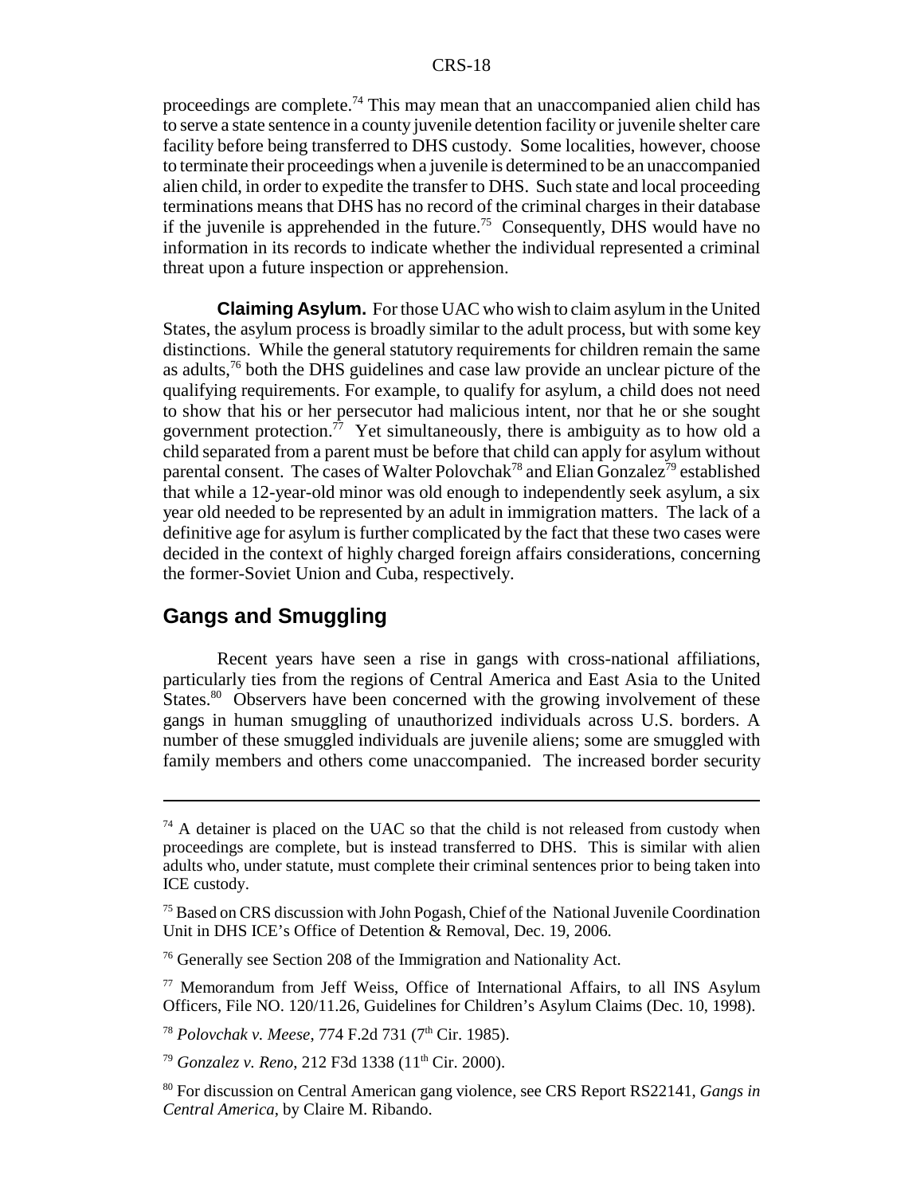proceedings are complete.[74] This may mean that an unaccompanied alien child has to serve a state sentence in a county juvenile detention facility or juvenile shelter care facility before being transferred to DHS custody. Some localities, however, choose to terminate their proceedings when a juvenile is determined to be an unaccompanied alien child, in order to expedite the transfer to DHS. Such state and local proceeding terminations means that DHS has no record of the criminal charges in their database if the juvenile is apprehended in the future.[75] Consequently, DHS would have no information in its records to indicate whether the individual represented a criminal threat upon a future inspection or apprehension.

**Claiming Asylum.** For those UAC who wish to claim asylum in the United States, the asylum process is broadly similar to the adult process, but with some key distinctions. While the general statutory requirements for children remain the same as adults,[76] both the DHS guidelines and case law provide an unclear picture of the qualifying requirements. For example, to qualify for asylum, a child does not need to show that his or her persecutor had malicious intent, nor that he or she sought government protection.[77] Yet simultaneously, there is ambiguity as to how old a child separated from a parent must be before that child can apply for asylum without parental consent. The cases of Walter Polovchak[78] and Elian Gonzalez[79] established that while a 12-year-old minor was old enough to independently seek asylum, a six year old needed to be represented by an adult in immigration matters. The lack of a definitive age for asylum is further complicated by the fact that these two cases were decided in the context of highly charged foreign affairs considerations, concerning the former-Soviet Union and Cuba, respectively.

## Gangs and Smuggling

Recent years have seen a rise in gangs with cross-national affiliations, particularly ties from the regions of Central America and East Asia to the United States.[80] Observers have been concerned with the growing involvement of these gangs in human smuggling of unauthorized individuals across U.S. borders. A number of these smuggled individuals are juvenile aliens; some are smuggled with family members and others come unaccompanied. The increased border security

---

[74] A detainer is placed on the UAC so that the child is not released from custody when proceedings are complete, but is instead transferred to DHS. This is similar with alien adults who, under statute, must complete their criminal sentences prior to being taken into ICE custody.

[75] Based on CRS discussion with John Pogash, Chief of the National Juvenile Coordination Unit in DHS ICE's Office of Detention & Removal, Dec. 19, 2006.

[76] Generally see Section 208 of the Immigration and Nationality Act.

[77] Memorandum from Jeff Weiss, Office of International Affairs, to all INS Asylum Officers, File NO. 120/11.26, Guidelines for Children's Asylum Claims (Dec. 10, 1998).

[78] *Polovchak v. Meese*, 774 F.2d 731 (7th Cir. 1985).

[79] *Gonzalez v. Reno*, 212 F3d 1338 (11th Cir. 2000).

[80] For discussion on Central American gang violence, see CRS Report RS22141, *Gangs in Central America*, by Claire M. Ribando.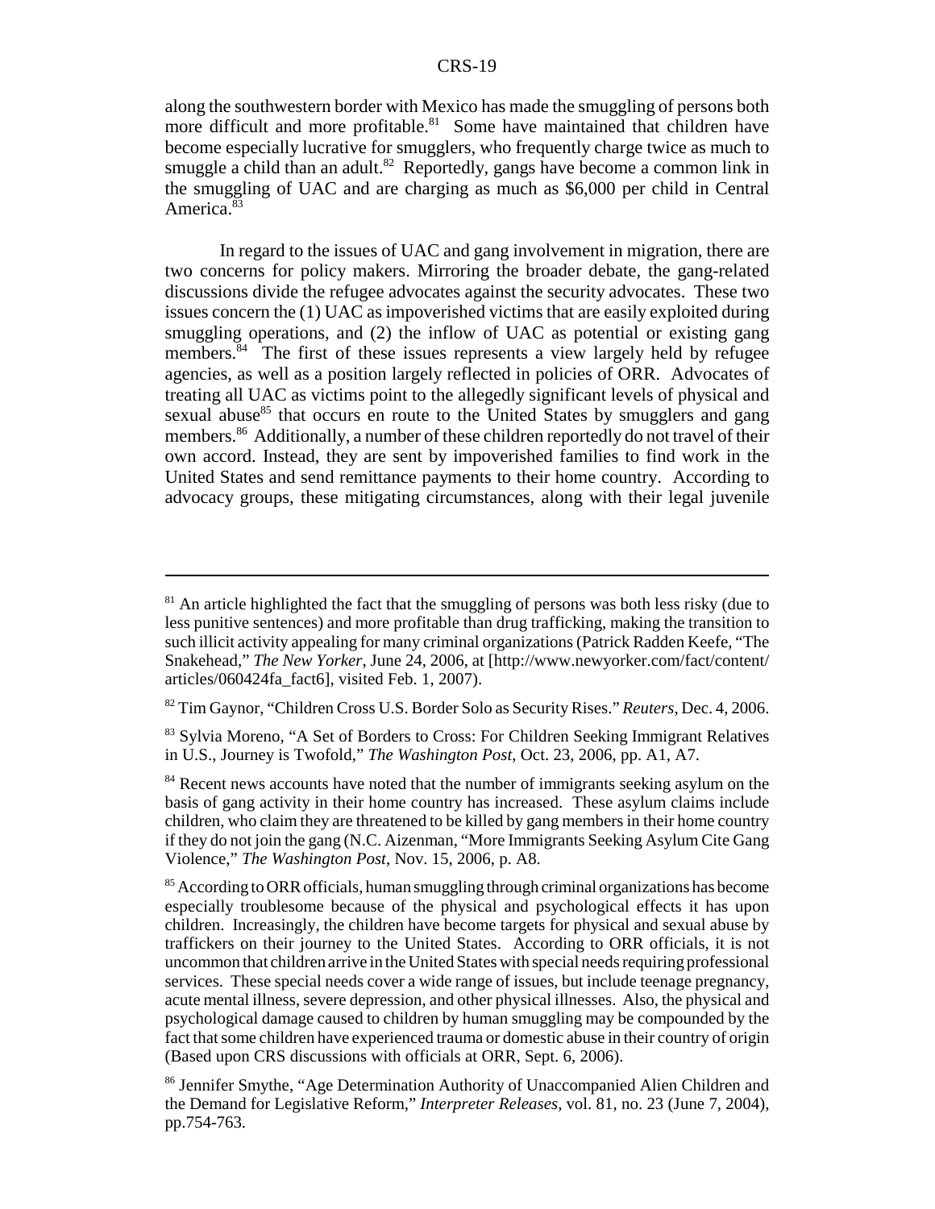along the southwestern border with Mexico has made the smuggling of persons both more difficult and more profitable.[81] Some have maintained that children have become especially lucrative for smugglers, who frequently charge twice as much to smuggle a child than an adult.[82] Reportedly, gangs have become a common link in the smuggling of UAC and are charging as much as $6,000 per child in Central America.[83]

In regard to the issues of UAC and gang involvement in migration, there are two concerns for policy makers. Mirroring the broader debate, the gang-related discussions divide the refugee advocates against the security advocates. These two issues concern the (1) UAC as impoverished victims that are easily exploited during smuggling operations, and (2) the inflow of UAC as potential or existing gang members.[84] The first of these issues represents a view largely held by refugee agencies, as well as a position largely reflected in policies of ORR. Advocates of treating all UAC as victims point to the allegedly significant levels of physical and sexual abuse[85] that occurs en route to the United States by smugglers and gang members.[86] Additionally, a number of these children reportedly do not travel of their own accord. Instead, they are sent by impoverished families to find work in the United States and send remittance payments to their home country. According to advocacy groups, these mitigating circumstances, along with their legal juvenile

---

[81] An article highlighted the fact that the smuggling of persons was both less risky (due to less punitive sentences) and more profitable than drug trafficking, making the transition to such illicit activity appealing for many criminal organizations (Patrick Radden Keefe, "The Snakehead," *The New Yorker*, June 24, 2006, at [http://www.newyorker.com/fact/content/articles/060424fa_fact6], visited Feb. 1, 2007).

[82] Tim Gaynor, "Children Cross U.S. Border Solo as Security Rises." *Reuters*, Dec. 4, 2006.

[83] Sylvia Moreno, "A Set of Borders to Cross: For Children Seeking Immigrant Relatives in U.S., Journey is Twofold," *The Washington Post*, Oct. 23, 2006, pp. A1, A7.

[84] Recent news accounts have noted that the number of immigrants seeking asylum on the basis of gang activity in their home country has increased. These asylum claims include children, who claim they are threatened to be killed by gang members in their home country if they do not join the gang (N.C. Aizenman, "More Immigrants Seeking Asylum Cite Gang Violence," *The Washington Post*, Nov. 15, 2006, p. A8.

[85] According to ORR officials, human smuggling through criminal organizations has become especially troublesome because of the physical and psychological effects it has upon children. Increasingly, the children have become targets for physical and sexual abuse by traffickers on their journey to the United States. According to ORR officials, it is not uncommon that children arrive in the United States with special needs requiring professional services. These special needs cover a wide range of issues, but include teenage pregnancy, acute mental illness, severe depression, and other physical illnesses. Also, the physical and psychological damage caused to children by human smuggling may be compounded by the fact that some children have experienced trauma or domestic abuse in their country of origin (Based upon CRS discussions with officials at ORR, Sept. 6, 2006).

[86] Jennifer Smythe, "Age Determination Authority of Unaccompanied Alien Children and the Demand for Legislative Reform," *Interpreter Releases*, vol. 81, no. 23 (June 7, 2004), pp.754-763.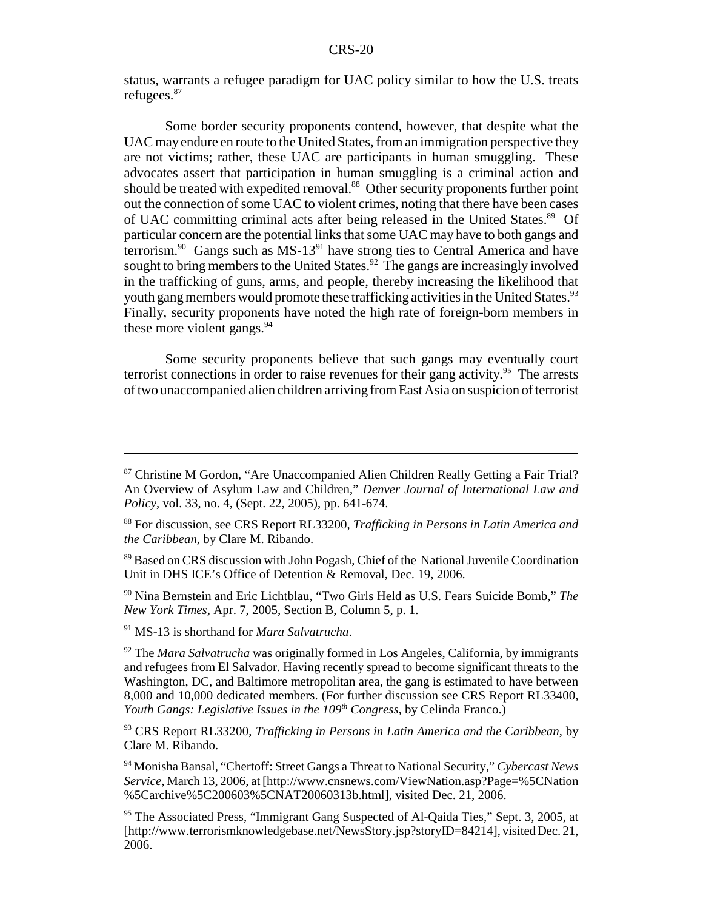status, warrants a refugee paradigm for UAC policy similar to how the U.S. treats refugees.[87]

Some border security proponents contend, however, that despite what the UAC may endure en route to the United States, from an immigration perspective they are not victims; rather, these UAC are participants in human smuggling. These advocates assert that participation in human smuggling is a criminal action and should be treated with expedited removal.[88] Other security proponents further point out the connection of some UAC to violent crimes, noting that there have been cases of UAC committing criminal acts after being released in the United States.[89] Of particular concern are the potential links that some UAC may have to both gangs and terrorism.[90] Gangs such as MS-13[91] have strong ties to Central America and have sought to bring members to the United States.[92] The gangs are increasingly involved in the trafficking of guns, arms, and people, thereby increasing the likelihood that youth gang members would promote these trafficking activities in the United States.[93] Finally, security proponents have noted the high rate of foreign-born members in these more violent gangs.[94]

Some security proponents believe that such gangs may eventually court terrorist connections in order to raise revenues for their gang activity.[95] The arrests of two unaccompanied alien children arriving from East Asia on suspicion of terrorist

---

[87] Christine M Gordon, "Are Unaccompanied Alien Children Really Getting a Fair Trial? An Overview of Asylum Law and Children," *Denver Journal of International Law and Policy*, vol. 33, no. 4, (Sept. 22, 2005), pp. 641-674.

[88] For discussion, see CRS Report RL33200, *Trafficking in Persons in Latin America and the Caribbean*, by Clare M. Ribando.

[89] Based on CRS discussion with John Pogash, Chief of the National Juvenile Coordination Unit in DHS ICE's Office of Detention & Removal, Dec. 19, 2006.

[90] Nina Bernstein and Eric Lichtblau, "Two Girls Held as U.S. Fears Suicide Bomb," *The New York Times*, Apr. 7, 2005, Section B, Column 5, p. 1.

[91] MS-13 is shorthand for *Mara Salvatrucha*.

[92] The *Mara Salvatrucha* was originally formed in Los Angeles, California, by immigrants and refugees from El Salvador. Having recently spread to become significant threats to the Washington, DC, and Baltimore metropolitan area, the gang is estimated to have between 8,000 and 10,000 dedicated members. (For further discussion see CRS Report RL33400, *Youth Gangs: Legislative Issues in the 109th Congress*, by Celinda Franco.)

[93] CRS Report RL33200, *Trafficking in Persons in Latin America and the Caribbean*, by Clare M. Ribando.

[94] Monisha Bansal, "Chertoff: Street Gangs a Threat to National Security," *Cybercast News Service*, March 13, 2006, at [http://www.cnsnews.com/ViewNation.asp?Page=%5CNation%5Carchive%5C200603%5CNAT20060313b.html], visited Dec. 21, 2006.

[95] The Associated Press, "Immigrant Gang Suspected of Al-Qaida Ties," Sept. 3, 2005, at [http://www.terrorismknowledgebase.net/NewsStory.jsp?storyID=84214], visited Dec. 21, 2006.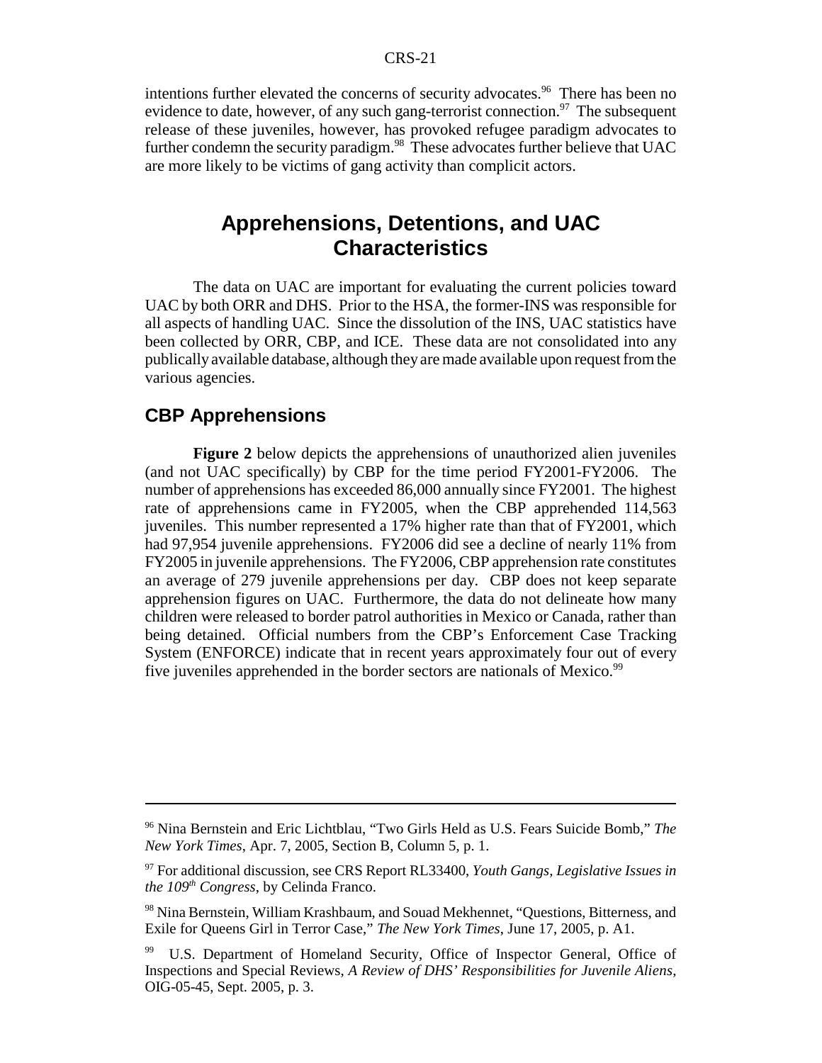intentions further elevated the concerns of security advocates.[96] There has been no evidence to date, however, of any such gang-terrorist connection.[97] The subsequent release of these juveniles, however, has provoked refugee paradigm advocates to further condemn the security paradigm.[98] These advocates further believe that UAC are more likely to be victims of gang activity than complicit actors.

# Apprehensions, Detentions, and UAC Characteristics

The data on UAC are important for evaluating the current policies toward UAC by both ORR and DHS. Prior to the HSA, the former-INS was responsible for all aspects of handling UAC. Since the dissolution of the INS, UAC statistics have been collected by ORR, CBP, and ICE. These data are not consolidated into any publically available database, although they are made available upon request from the various agencies.

## CBP Apprehensions

**Figure 2** below depicts the apprehensions of unauthorized alien juveniles (and not UAC specifically) by CBP for the time period FY2001-FY2006. The number of apprehensions has exceeded 86,000 annually since FY2001. The highest rate of apprehensions came in FY2005, when the CBP apprehended 114,563 juveniles. This number represented a 17% higher rate than that of FY2001, which had 97,954 juvenile apprehensions. FY2006 did see a decline of nearly 11% from FY2005 in juvenile apprehensions. The FY2006, CBP apprehension rate constitutes an average of 279 juvenile apprehensions per day. CBP does not keep separate apprehension figures on UAC. Furthermore, the data do not delineate how many children were released to border patrol authorities in Mexico or Canada, rather than being detained. Official numbers from the CBP's Enforcement Case Tracking System (ENFORCE) indicate that in recent years approximately four out of every five juveniles apprehended in the border sectors are nationals of Mexico.[99]

---

[96] Nina Bernstein and Eric Lichtblau, "Two Girls Held as U.S. Fears Suicide Bomb," *The New York Times*, Apr. 7, 2005, Section B, Column 5, p. 1.

[97] For additional discussion, see CRS Report RL33400, *Youth Gangs, Legislative Issues in the 109th Congress*, by Celinda Franco.

[98] Nina Bernstein, William Krashbaum, and Souad Mekhennet, "Questions, Bitterness, and Exile for Queens Girl in Terror Case," *The New York Times*, June 17, 2005, p. A1.

[99] U.S. Department of Homeland Security, Office of Inspector General, Office of Inspections and Special Reviews, *A Review of DHS' Responsibilities for Juvenile Aliens*, OIG-05-45, Sept. 2005, p. 3.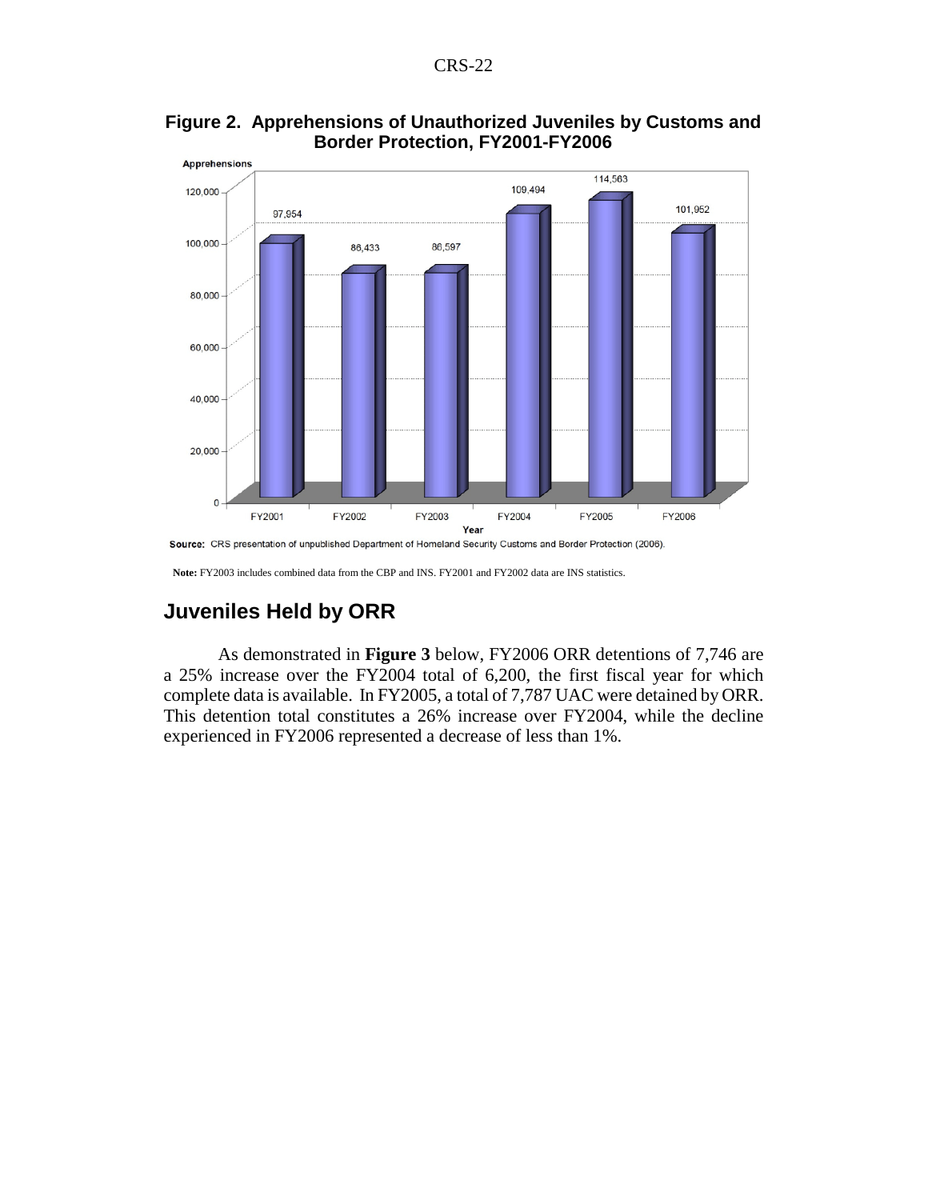**Figure 2. Apprehensions of Unauthorized Juveniles by Customs and Border Protection, FY2001-FY2006**

| Year | Apprehensions |
|---|---|
| FY2001 | 97,954 |
| FY2002 | 86,433 |
| FY2003 | 86,597 |
| FY2004 | 109,494 |
| FY2005 | 114,563 |
| FY2006 | 101,952 |

**Source:** CRS presentation of unpublished Department of Homeland Security Customs and Border Protection (2006).

**Note:** FY2003 includes combined data from the CBP and INS. FY2001 and FY2002 data are INS statistics.

## Juveniles Held by ORR

As demonstrated in **Figure 3** below, FY2006 ORR detentions of 7,746 are a 25% increase over the FY2004 total of 6,200, the first fiscal year for which complete data is available. In FY2005, a total of 7,787 UAC were detained by ORR. This detention total constitutes a 26% increase over FY2004, while the decline experienced in FY2006 represented a decrease of less than 1%.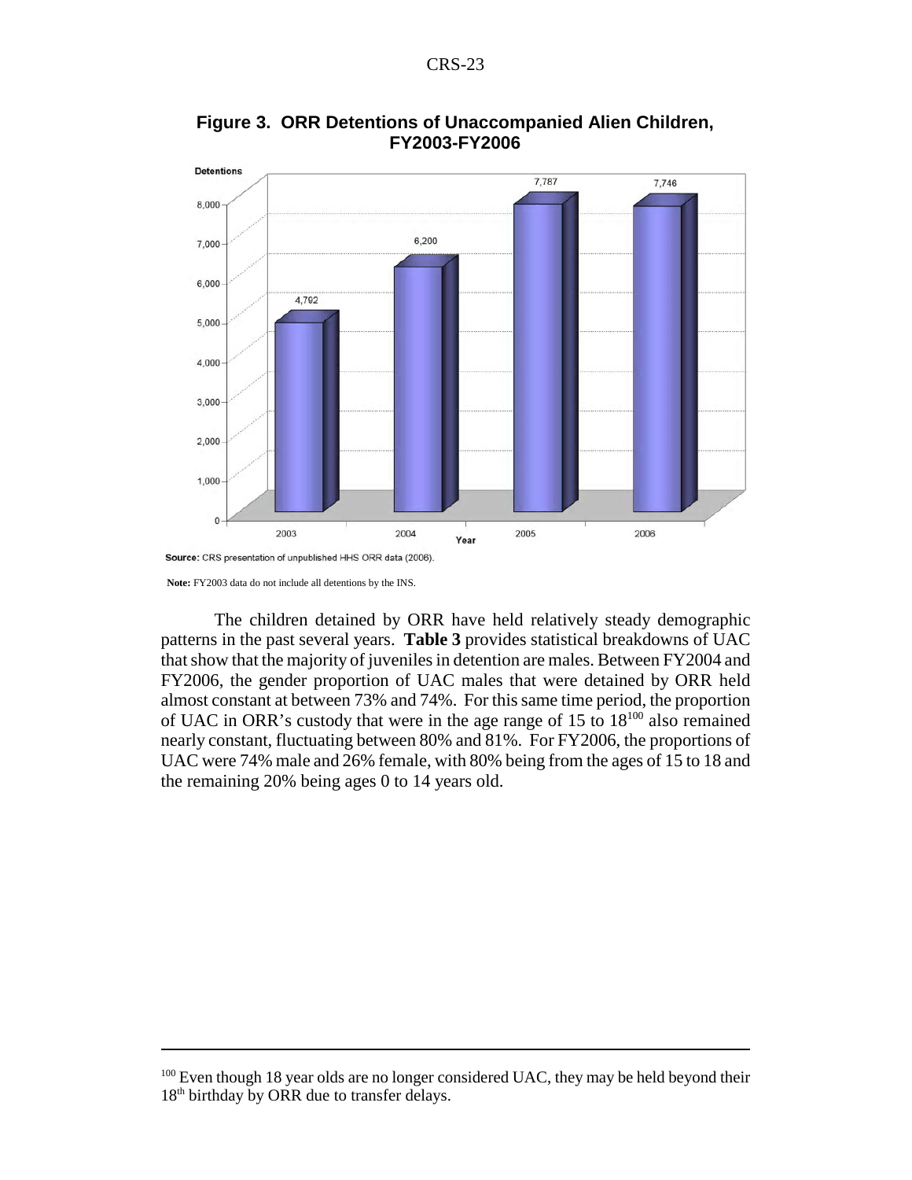**Figure 3. ORR Detentions of Unaccompanied Alien Children, FY2003-FY2006**

| Year | Detentions |
|---|---|
| 2003 | 4,792 |
| 2004 | 6,200 |
| 2005 | 7,787 |
| 2006 | 7,746 |

**Source:** CRS presentation of unpublished HHS ORR data (2006).

**Note:** FY2003 data do not include all detentions by the INS.

The children detained by ORR have held relatively steady demographic patterns in the past several years. **Table 3** provides statistical breakdowns of UAC that show that the majority of juveniles in detention are males. Between FY2004 and FY2006, the gender proportion of UAC males that were detained by ORR held almost constant at between 73% and 74%. For this same time period, the proportion of UAC in ORR's custody that were in the age range of 15 to 18[100] also remained nearly constant, fluctuating between 80% and 81%. For FY2006, the proportions of UAC were 74% male and 26% female, with 80% being from the ages of 15 to 18 and the remaining 20% being ages 0 to 14 years old.

---

[100] Even though 18 year olds are no longer considered UAC, they may be held beyond their 18th birthday by ORR due to transfer delays.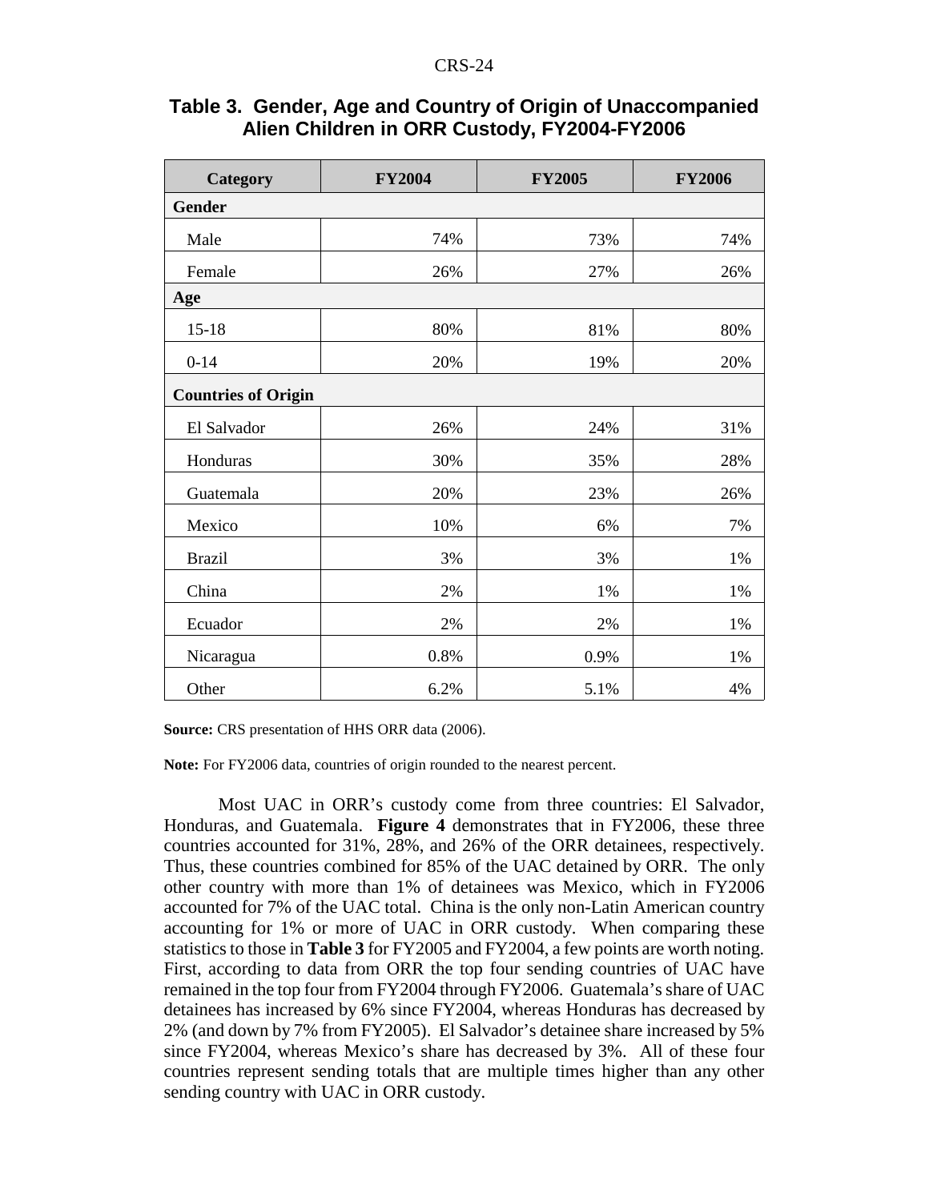**Table 3. Gender, Age and Country of Origin of Unaccompanied Alien Children in ORR Custody, FY2004-FY2006**

| Category | FY2004 | FY2005 | FY2006 |
|---|---|---|---|
| **Gender** | | | |
| Male | 74% | 73% | 74% |
| Female | 26% | 27% | 26% |
| **Age** | | | |
| 15-18 | 80% | 81% | 80% |
| 0-14 | 20% | 19% | 20% |
| **Countries of Origin** | | | |
| El Salvador | 26% | 24% | 31% |
| Honduras | 30% | 35% | 28% |
| Guatemala | 20% | 23% | 26% |
| Mexico | 10% | 6% | 7% |
| Brazil | 3% | 3% | 1% |
| China | 2% | 1% | 1% |
| Ecuador | 2% | 2% | 1% |
| Nicaragua | 0.8% | 0.9% | 1% |
| Other | 6.2% | 5.1% | 4% |

**Source:** CRS presentation of HHS ORR data (2006).

**Note:** For FY2006 data, countries of origin rounded to the nearest percent.

Most UAC in ORR's custody come from three countries: El Salvador, Honduras, and Guatemala. **Figure 4** demonstrates that in FY2006, these three countries accounted for 31%, 28%, and 26% of the ORR detainees, respectively. Thus, these countries combined for 85% of the UAC detained by ORR. The only other country with more than 1% of detainees was Mexico, which in FY2006 accounted for 7% of the UAC total. China is the only non-Latin American country accounting for 1% or more of UAC in ORR custody. When comparing these statistics to those in **Table 3** for FY2005 and FY2004, a few points are worth noting. First, according to data from ORR the top four sending countries of UAC have remained in the top four from FY2004 through FY2006. Guatemala's share of UAC detainees has increased by 6% since FY2004, whereas Honduras has decreased by 2% (and down by 7% from FY2005). El Salvador's detainee share increased by 5% since FY2004, whereas Mexico's share has decreased by 3%. All of these four countries represent sending totals that are multiple times higher than any other sending country with UAC in ORR custody.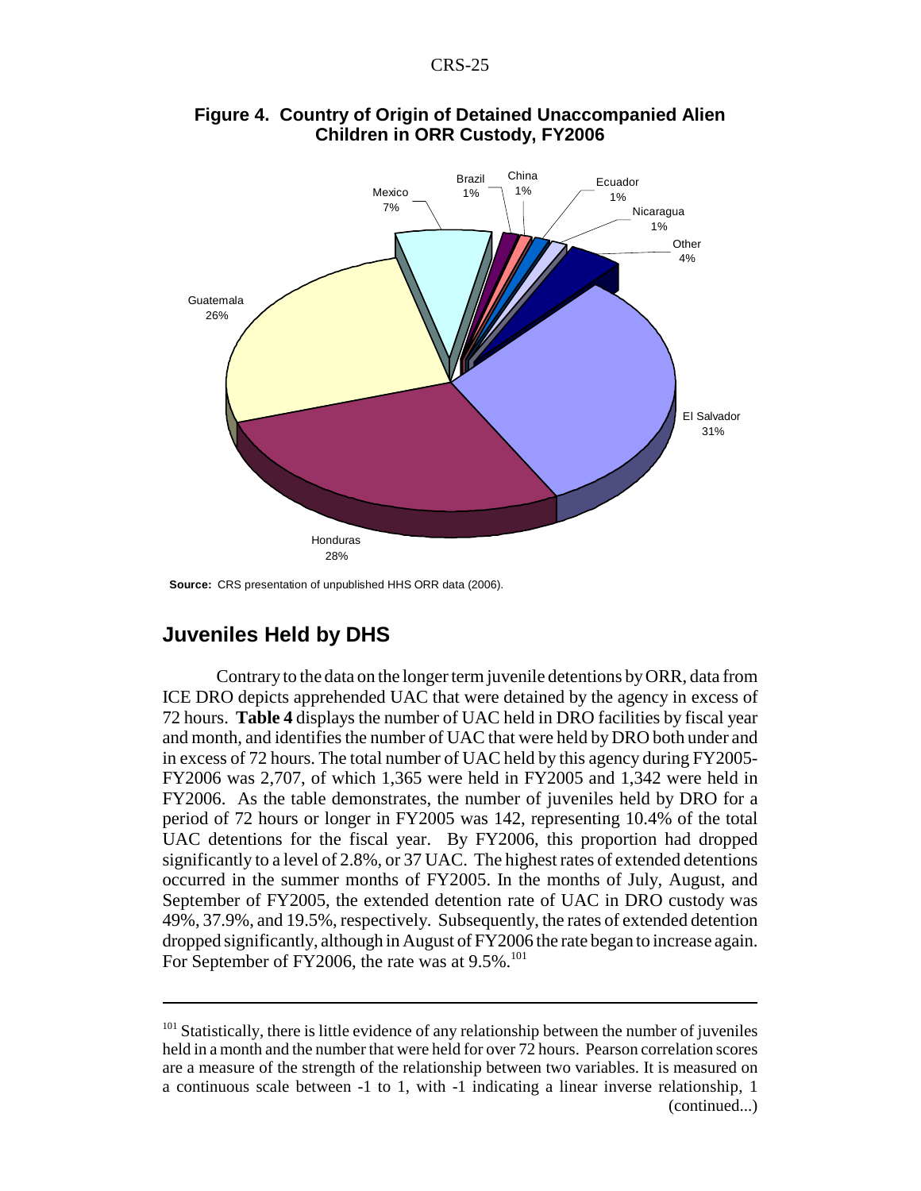**Figure 4. Country of Origin of Detained Unaccompanied Alien Children in ORR Custody, FY2006**

**Source:** CRS presentation of unpublished HHS ORR data (2006).

## Juveniles Held by DHS

Contrary to the data on the longer term juvenile detentions by ORR, data from ICE DRO depicts apprehended UAC that were detained by the agency in excess of 72 hours. **Table 4** displays the number of UAC held in DRO facilities by fiscal year and month, and identifies the number of UAC that were held by DRO both under and in excess of 72 hours. The total number of UAC held by this agency during FY2005-FY2006 was 2,707, of which 1,365 were held in FY2005 and 1,342 were held in FY2006. As the table demonstrates, the number of juveniles held by DRO for a period of 72 hours or longer in FY2005 was 142, representing 10.4% of the total UAC detentions for the fiscal year. By FY2006, this proportion had dropped significantly to a level of 2.8%, or 37 UAC. The highest rates of extended detentions occurred in the summer months of FY2005. In the months of July, August, and September of FY2005, the extended detention rate of UAC in DRO custody was 49%, 37.9%, and 19.5%, respectively. Subsequently, the rates of extended detention dropped significantly, although in August of FY2006 the rate began to increase again. For September of FY2006, the rate was at 9.5%.[101]

---

[101] Statistically, there is little evidence of any relationship between the number of juveniles held in a month and the number that were held for over 72 hours. Pearson correlation scores are a measure of the strength of the relationship between two variables. It is measured on a continuous scale between -1 to 1, with -1 indicating a linear inverse relationship, 1 (continued...)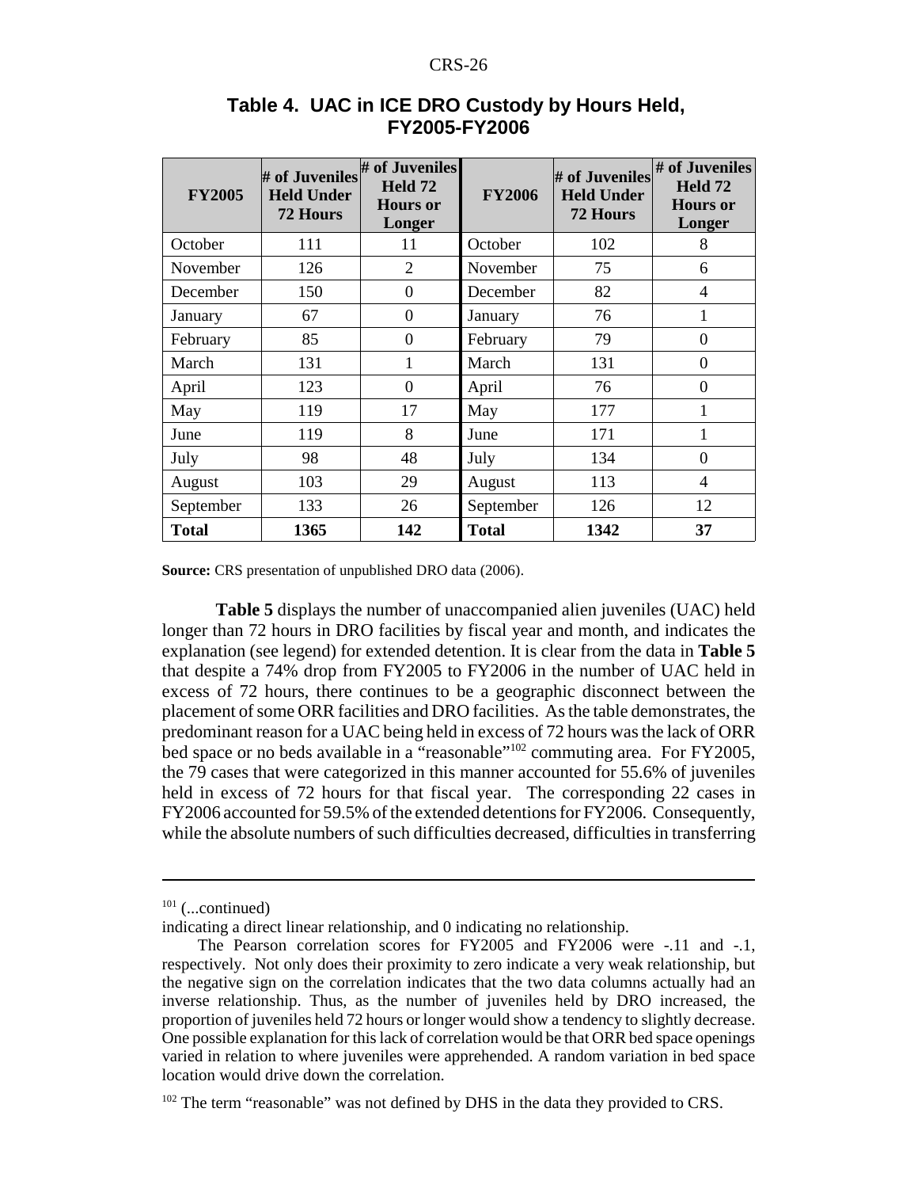**Table 4. UAC in ICE DRO Custody by Hours Held, FY2005-FY2006**

| FY2005 | # of Juveniles Held Under 72 Hours | # of Juveniles Held 72 Hours or Longer | FY2006 | # of Juveniles Held Under 72 Hours | # of Juveniles Held 72 Hours or Longer |
|---|---|---|---|---|---|
| October | 111 | 11 | October | 102 | 8 |
| November | 126 | 2 | November | 75 | 6 |
| December | 150 | 0 | December | 82 | 4 |
| January | 67 | 0 | January | 76 | 1 |
| February | 85 | 0 | February | 79 | 0 |
| March | 131 | 1 | March | 131 | 0 |
| April | 123 | 0 | April | 76 | 0 |
| May | 119 | 17 | May | 177 | 1 |
| June | 119 | 8 | June | 171 | 1 |
| July | 98 | 48 | July | 134 | 0 |
| August | 103 | 29 | August | 113 | 4 |
| September | 133 | 26 | September | 126 | 12 |
| **Total** | **1365** | **142** | **Total** | **1342** | **37** |

**Source:** CRS presentation of unpublished DRO data (2006).

**Table 5** displays the number of unaccompanied alien juveniles (UAC) held longer than 72 hours in DRO facilities by fiscal year and month, and indicates the explanation (see legend) for extended detention. It is clear from the data in **Table 5** that despite a 74% drop from FY2005 to FY2006 in the number of UAC held in excess of 72 hours, there continues to be a geographic disconnect between the placement of some ORR facilities and DRO facilities. As the table demonstrates, the predominant reason for a UAC being held in excess of 72 hours was the lack of ORR bed space or no beds available in a "reasonable"[102] commuting area. For FY2005, the 79 cases that were categorized in this manner accounted for 55.6% of juveniles held in excess of 72 hours for that fiscal year. The corresponding 22 cases in FY2006 accounted for 59.5% of the extended detentions for FY2006. Consequently, while the absolute numbers of such difficulties decreased, difficulties in transferring

---

[101] (...continued)
indicating a direct linear relationship, and 0 indicating no relationship.

The Pearson correlation scores for FY2005 and FY2006 were -.11 and -.1, respectively. Not only does their proximity to zero indicate a very weak relationship, but the negative sign on the correlation indicates that the two data columns actually had an inverse relationship. Thus, as the number of juveniles held by DRO increased, the proportion of juveniles held 72 hours or longer would show a tendency to slightly decrease. One possible explanation for this lack of correlation would be that ORR bed space openings varied in relation to where juveniles were apprehended. A random variation in bed space location would drive down the correlation.

[102] The term "reasonable" was not defined by DHS in the data they provided to CRS.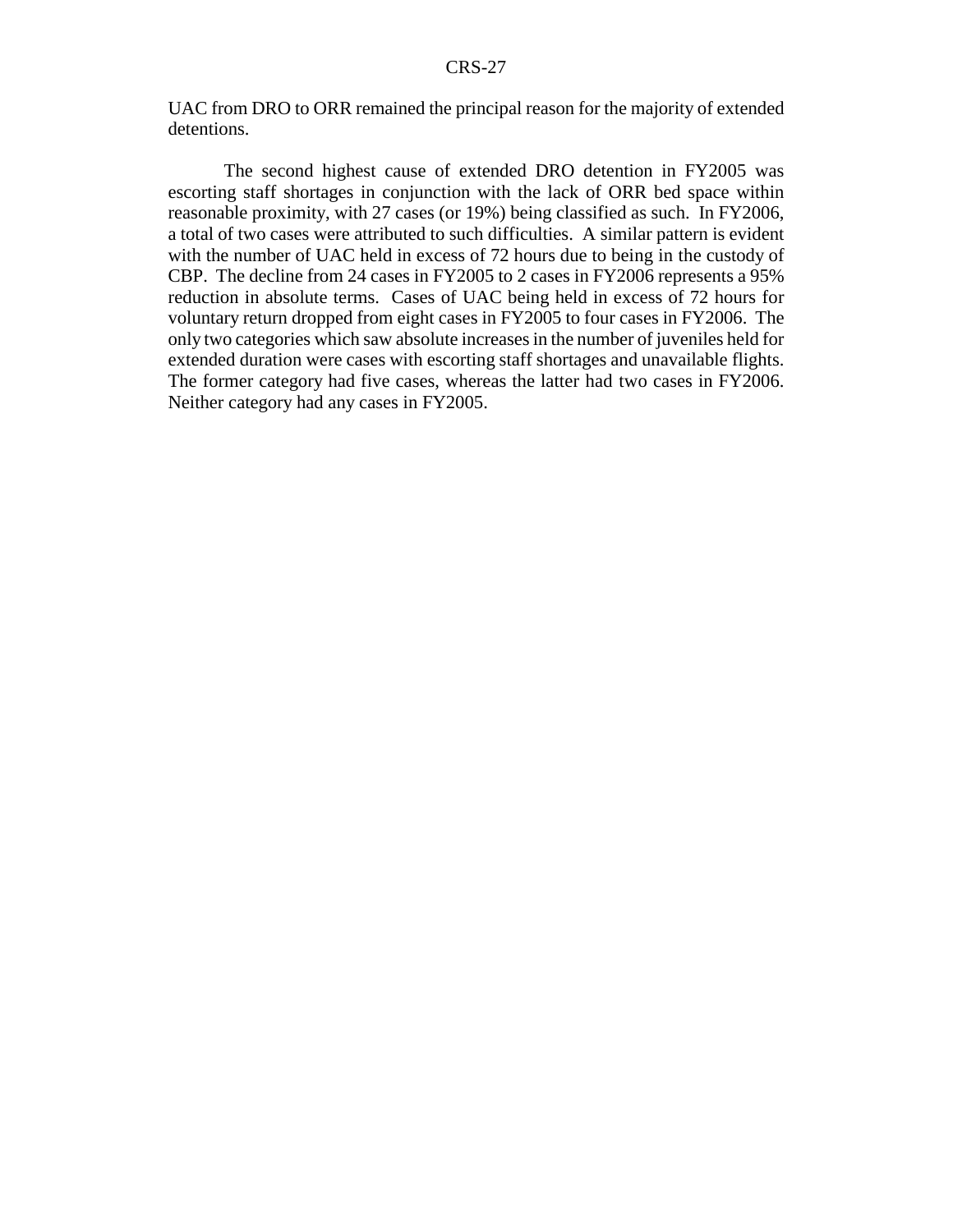UAC from DRO to ORR remained the principal reason for the majority of extended detentions.

The second highest cause of extended DRO detention in FY2005 was escorting staff shortages in conjunction with the lack of ORR bed space within reasonable proximity, with 27 cases (or 19%) being classified as such. In FY2006, a total of two cases were attributed to such difficulties. A similar pattern is evident with the number of UAC held in excess of 72 hours due to being in the custody of CBP. The decline from 24 cases in FY2005 to 2 cases in FY2006 represents a 95% reduction in absolute terms. Cases of UAC being held in excess of 72 hours for voluntary return dropped from eight cases in FY2005 to four cases in FY2006. The only two categories which saw absolute increases in the number of juveniles held for extended duration were cases with escorting staff shortages and unavailable flights. The former category had five cases, whereas the latter had two cases in FY2006. Neither category had any cases in FY2005.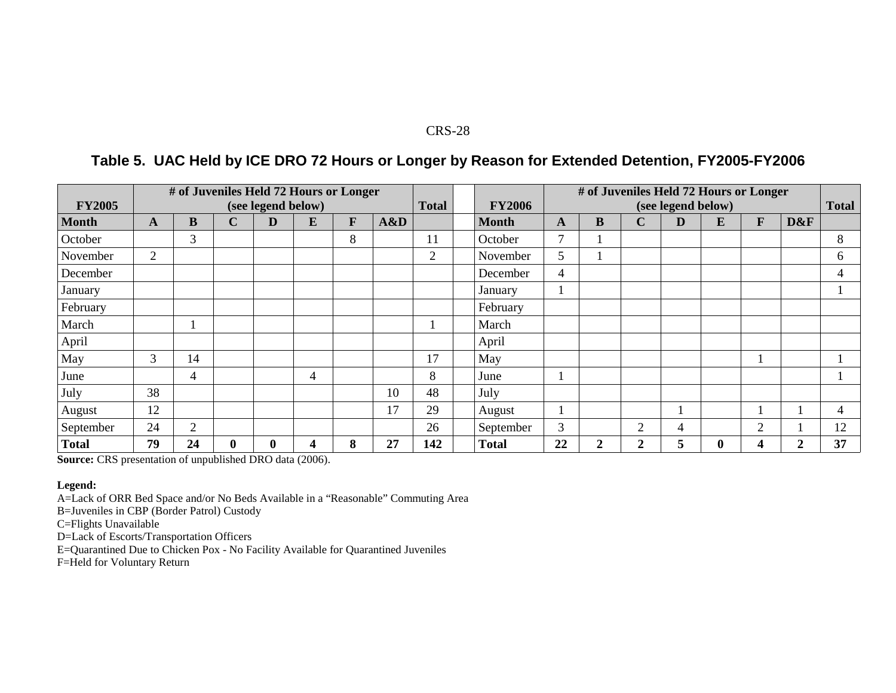### Table 5. UAC Held by ICE DRO 72 Hours or Longer by Reason for Extended Detention, FY2005-FY2006

| FY2005 | # of Juveniles Held 72 Hours or Longer (see legend below) | | | | | | | Total | | FY2006 | # of Juveniles Held 72 Hours or Longer (see legend below) | | | | | | | Total |
|---|---|---|---|---|---|---|---|---|---|---|---|---|---|---|---|---|---|---|
| **Month** | **A** | **B** | **C** | **D** | **E** | **F** | **A&D** | | | **Month** | **A** | **B** | **C** | **D** | **E** | **F** | **D&F** | |
| October | | 3 | | | | 8 | | 11 | | October | 7 | 1 | | | | | | 8 |
| November | 2 | | | | | | | 2 | | November | 5 | 1 | | | | | | 6 |
| December | | | | | | | | | | December | 4 | | | | | | | 4 |
| January | | | | | | | | | | January | 1 | | | | | | | 1 |
| February | | | | | | | | | | February | | | | | | | | |
| March | | 1 | | | | | | 1 | | March | | | | | | | | |
| April | | | | | | | | | | April | | | | | | | | |
| May | 3 | 14 | | | | | | 17 | | May | | | | | | 1 | | 1 |
| June | | 4 | | | 4 | | | 8 | | June | 1 | | | | | | | 1 |
| July | 38 | | | | | | 10 | 48 | | July | | | | | | | | |
| August | 12 | | | | | | 17 | 29 | | August | 1 | | | 1 | | 1 | 1 | 4 |
| September | 24 | 2 | | | | | | 26 | | September | 3 | | 2 | 4 | | 2 | 1 | 12 |
| **Total** | **79** | **24** | **0** | **0** | **4** | **8** | **27** | **142** | | **Total** | **22** | **2** | **2** | **5** | **0** | **4** | **2** | **37** |

**Source:** CRS presentation of unpublished DRO data (2006).

**Legend:**
A=Lack of ORR Bed Space and/or No Beds Available in a "Reasonable" Commuting Area
B=Juveniles in CBP (Border Patrol) Custody
C=Flights Unavailable
D=Lack of Escorts/Transportation Officers
E=Quarantined Due to Chicken Pox - No Facility Available for Quarantined Juveniles
F=Held for Voluntary Return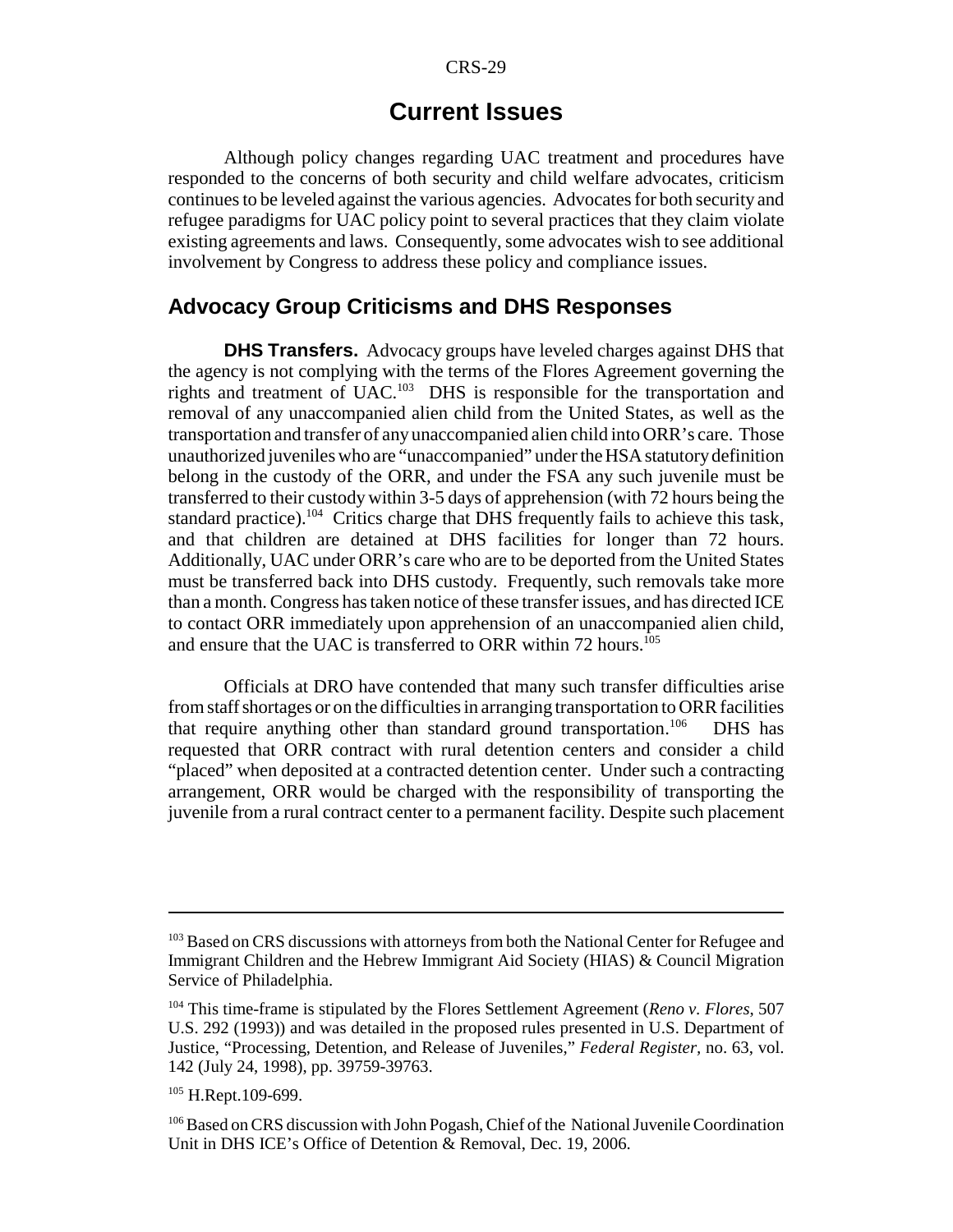# Current Issues

Although policy changes regarding UAC treatment and procedures have responded to the concerns of both security and child welfare advocates, criticism continues to be leveled against the various agencies. Advocates for both security and refugee paradigms for UAC policy point to several practices that they claim violate existing agreements and laws. Consequently, some advocates wish to see additional involvement by Congress to address these policy and compliance issues.

## Advocacy Group Criticisms and DHS Responses

**DHS Transfers.** Advocacy groups have leveled charges against DHS that the agency is not complying with the terms of the Flores Agreement governing the rights and treatment of UAC.[103] DHS is responsible for the transportation and removal of any unaccompanied alien child from the United States, as well as the transportation and transfer of any unaccompanied alien child into ORR's care. Those unauthorized juveniles who are "unaccompanied" under the HSA statutory definition belong in the custody of the ORR, and under the FSA any such juvenile must be transferred to their custody within 3-5 days of apprehension (with 72 hours being the standard practice).[104] Critics charge that DHS frequently fails to achieve this task, and that children are detained at DHS facilities for longer than 72 hours. Additionally, UAC under ORR's care who are to be deported from the United States must be transferred back into DHS custody. Frequently, such removals take more than a month. Congress has taken notice of these transfer issues, and has directed ICE to contact ORR immediately upon apprehension of an unaccompanied alien child, and ensure that the UAC is transferred to ORR within 72 hours.[105]

Officials at DRO have contended that many such transfer difficulties arise from staff shortages or on the difficulties in arranging transportation to ORR facilities that require anything other than standard ground transportation.[106] DHS has requested that ORR contract with rural detention centers and consider a child "placed" when deposited at a contracted detention center. Under such a contracting arrangement, ORR would be charged with the responsibility of transporting the juvenile from a rural contract center to a permanent facility. Despite such placement

---

[103] Based on CRS discussions with attorneys from both the National Center for Refugee and Immigrant Children and the Hebrew Immigrant Aid Society (HIAS) & Council Migration Service of Philadelphia.

[104] This time-frame is stipulated by the Flores Settlement Agreement (*Reno v. Flores*, 507 U.S. 292 (1993)) and was detailed in the proposed rules presented in U.S. Department of Justice, "Processing, Detention, and Release of Juveniles," *Federal Register*, no. 63, vol. 142 (July 24, 1998), pp. 39759-39763.

[105] H.Rept.109-699.

[106] Based on CRS discussion with John Pogash, Chief of the National Juvenile Coordination Unit in DHS ICE's Office of Detention & Removal, Dec. 19, 2006.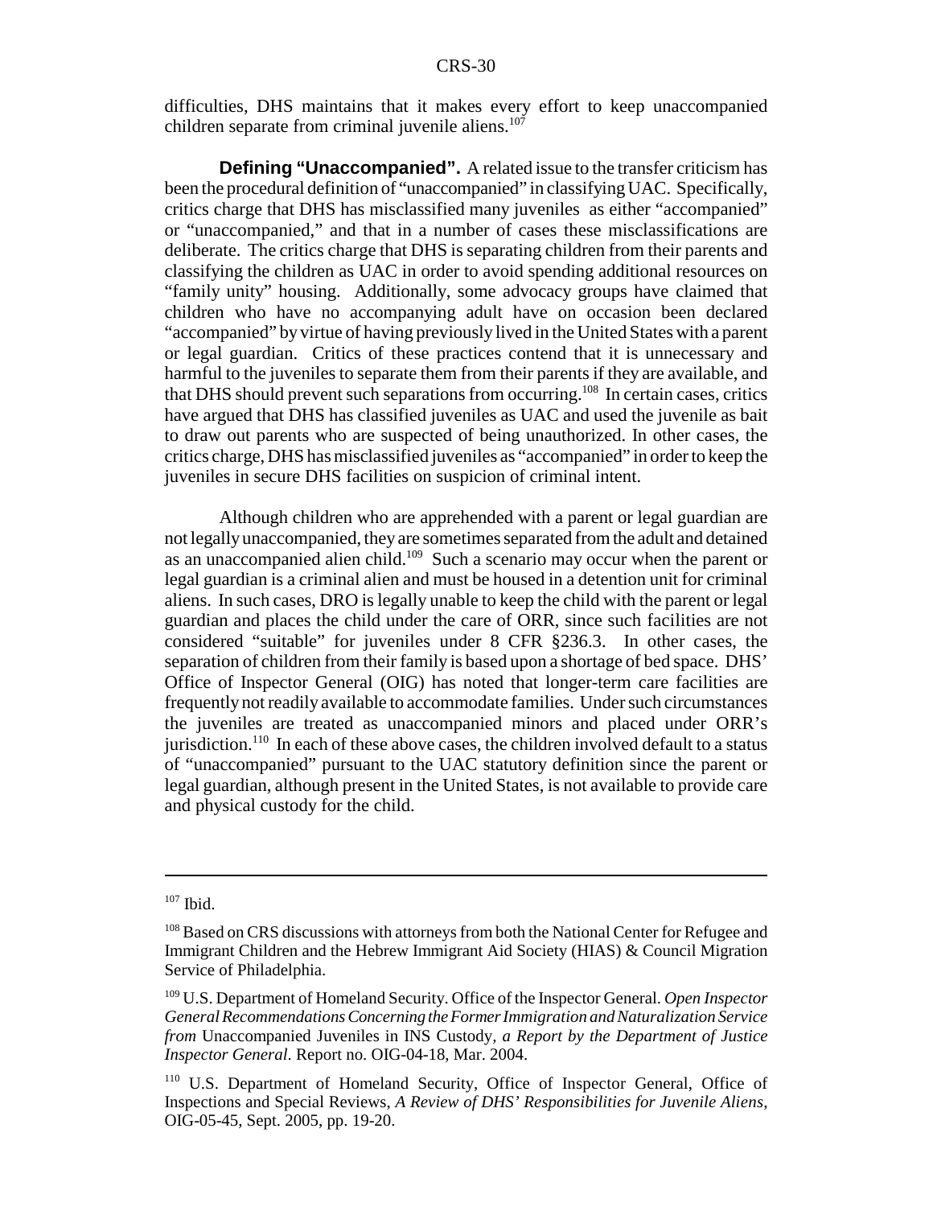difficulties, DHS maintains that it makes every effort to keep unaccompanied children separate from criminal juvenile aliens.[107]

**Defining "Unaccompanied".** A related issue to the transfer criticism has been the procedural definition of "unaccompanied" in classifying UAC. Specifically, critics charge that DHS has misclassified many juveniles as either "accompanied" or "unaccompanied," and that in a number of cases these misclassifications are deliberate. The critics charge that DHS is separating children from their parents and classifying the children as UAC in order to avoid spending additional resources on "family unity" housing. Additionally, some advocacy groups have claimed that children who have no accompanying adult have on occasion been declared "accompanied" by virtue of having previously lived in the United States with a parent or legal guardian. Critics of these practices contend that it is unnecessary and harmful to the juveniles to separate them from their parents if they are available, and that DHS should prevent such separations from occurring.[108] In certain cases, critics have argued that DHS has classified juveniles as UAC and used the juvenile as bait to draw out parents who are suspected of being unauthorized. In other cases, the critics charge, DHS has misclassified juveniles as "accompanied" in order to keep the juveniles in secure DHS facilities on suspicion of criminal intent.

Although children who are apprehended with a parent or legal guardian are not legally unaccompanied, they are sometimes separated from the adult and detained as an unaccompanied alien child.[109] Such a scenario may occur when the parent or legal guardian is a criminal alien and must be housed in a detention unit for criminal aliens. In such cases, DRO is legally unable to keep the child with the parent or legal guardian and places the child under the care of ORR, since such facilities are not considered "suitable" for juveniles under 8 CFR §236.3. In other cases, the separation of children from their family is based upon a shortage of bed space. DHS' Office of Inspector General (OIG) has noted that longer-term care facilities are frequently not readily available to accommodate families. Under such circumstances the juveniles are treated as unaccompanied minors and placed under ORR's jurisdiction.[110] In each of these above cases, the children involved default to a status of "unaccompanied" pursuant to the UAC statutory definition since the parent or legal guardian, although present in the United States, is not available to provide care and physical custody for the child.

---

[107] Ibid.

[108] Based on CRS discussions with attorneys from both the National Center for Refugee and Immigrant Children and the Hebrew Immigrant Aid Society (HIAS) & Council Migration Service of Philadelphia.

[109] U.S. Department of Homeland Security. Office of the Inspector General. *Open Inspector General Recommendations Concerning the Former Immigration and Naturalization Service from* Unaccompanied Juveniles in INS Custody*, a Report by the Department of Justice Inspector General*. Report no. OIG-04-18, Mar. 2004.

[110] U.S. Department of Homeland Security, Office of Inspector General, Office of Inspections and Special Reviews, *A Review of DHS' Responsibilities for Juvenile Aliens*, OIG-05-45, Sept. 2005, pp. 19-20.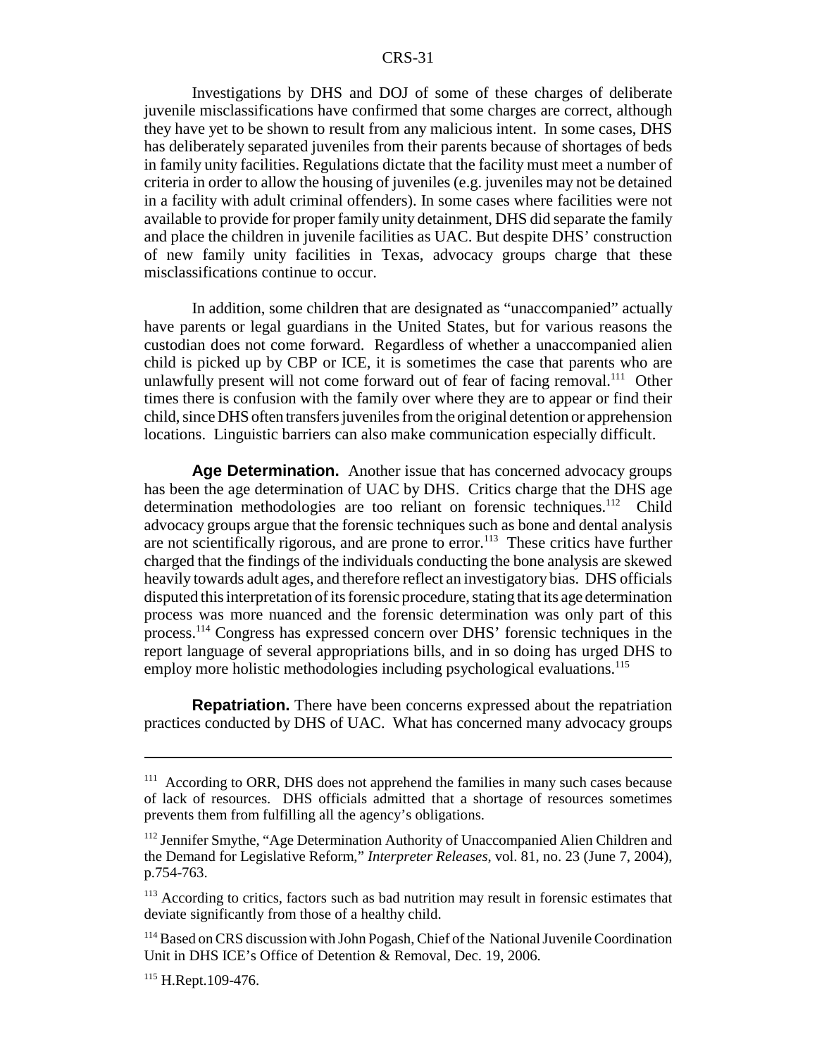Investigations by DHS and DOJ of some of these charges of deliberate juvenile misclassifications have confirmed that some charges are correct, although they have yet to be shown to result from any malicious intent. In some cases, DHS has deliberately separated juveniles from their parents because of shortages of beds in family unity facilities. Regulations dictate that the facility must meet a number of criteria in order to allow the housing of juveniles (e.g. juveniles may not be detained in a facility with adult criminal offenders). In some cases where facilities were not available to provide for proper family unity detainment, DHS did separate the family and place the children in juvenile facilities as UAC. But despite DHS' construction of new family unity facilities in Texas, advocacy groups charge that these misclassifications continue to occur.

In addition, some children that are designated as "unaccompanied" actually have parents or legal guardians in the United States, but for various reasons the custodian does not come forward. Regardless of whether a unaccompanied alien child is picked up by CBP or ICE, it is sometimes the case that parents who are unlawfully present will not come forward out of fear of facing removal.[111] Other times there is confusion with the family over where they are to appear or find their child, since DHS often transfers juveniles from the original detention or apprehension locations. Linguistic barriers can also make communication especially difficult.

**Age Determination.** Another issue that has concerned advocacy groups has been the age determination of UAC by DHS. Critics charge that the DHS age determination methodologies are too reliant on forensic techniques.[112] Child advocacy groups argue that the forensic techniques such as bone and dental analysis are not scientifically rigorous, and are prone to error.[113] These critics have further charged that the findings of the individuals conducting the bone analysis are skewed heavily towards adult ages, and therefore reflect an investigatory bias. DHS officials disputed this interpretation of its forensic procedure, stating that its age determination process was more nuanced and the forensic determination was only part of this process.[114] Congress has expressed concern over DHS' forensic techniques in the report language of several appropriations bills, and in so doing has urged DHS to employ more holistic methodologies including psychological evaluations.[115]

**Repatriation.** There have been concerns expressed about the repatriation practices conducted by DHS of UAC. What has concerned many advocacy groups

---

[111] According to ORR, DHS does not apprehend the families in many such cases because of lack of resources. DHS officials admitted that a shortage of resources sometimes prevents them from fulfilling all the agency's obligations.

[112] Jennifer Smythe, "Age Determination Authority of Unaccompanied Alien Children and the Demand for Legislative Reform," *Interpreter Releases*, vol. 81, no. 23 (June 7, 2004), p.754-763.

[113] According to critics, factors such as bad nutrition may result in forensic estimates that deviate significantly from those of a healthy child.

[114] Based on CRS discussion with John Pogash, Chief of the National Juvenile Coordination Unit in DHS ICE's Office of Detention & Removal, Dec. 19, 2006.

[115] H.Rept.109-476.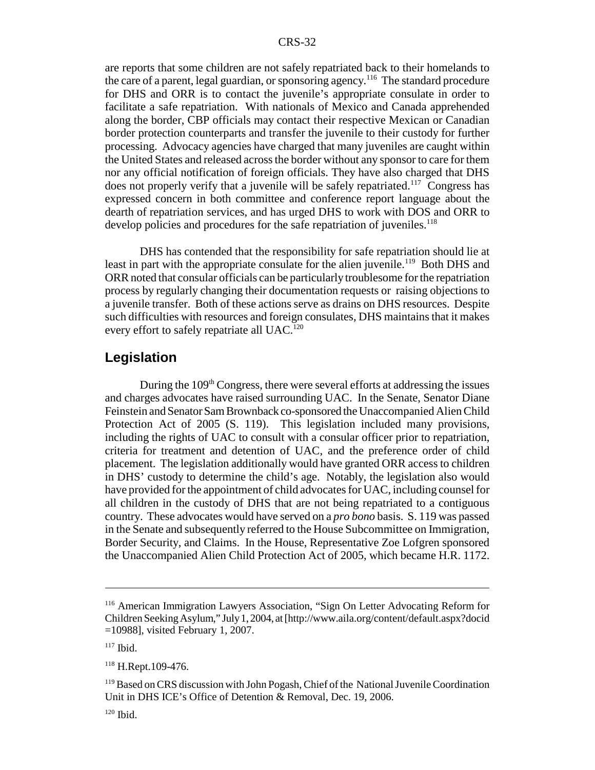are reports that some children are not safely repatriated back to their homelands to the care of a parent, legal guardian, or sponsoring agency.[116] The standard procedure for DHS and ORR is to contact the juvenile's appropriate consulate in order to facilitate a safe repatriation. With nationals of Mexico and Canada apprehended along the border, CBP officials may contact their respective Mexican or Canadian border protection counterparts and transfer the juvenile to their custody for further processing. Advocacy agencies have charged that many juveniles are caught within the United States and released across the border without any sponsor to care for them nor any official notification of foreign officials. They have also charged that DHS does not properly verify that a juvenile will be safely repatriated.[117] Congress has expressed concern in both committee and conference report language about the dearth of repatriation services, and has urged DHS to work with DOS and ORR to develop policies and procedures for the safe repatriation of juveniles.[118]

DHS has contended that the responsibility for safe repatriation should lie at least in part with the appropriate consulate for the alien juvenile.[119] Both DHS and ORR noted that consular officials can be particularly troublesome for the repatriation process by regularly changing their documentation requests or raising objections to a juvenile transfer. Both of these actions serve as drains on DHS resources. Despite such difficulties with resources and foreign consulates, DHS maintains that it makes every effort to safely repatriate all UAC.[120]

## Legislation

During the 109[th] Congress, there were several efforts at addressing the issues and charges advocates have raised surrounding UAC. In the Senate, Senator Diane Feinstein and Senator Sam Brownback co-sponsored the Unaccompanied Alien Child Protection Act of 2005 (S. 119). This legislation included many provisions, including the rights of UAC to consult with a consular officer prior to repatriation, criteria for treatment and detention of UAC, and the preference order of child placement. The legislation additionally would have granted ORR access to children in DHS' custody to determine the child's age. Notably, the legislation also would have provided for the appointment of child advocates for UAC, including counsel for all children in the custody of DHS that are not being repatriated to a contiguous country. These advocates would have served on a *pro bono* basis. S. 119 was passed in the Senate and subsequently referred to the House Subcommittee on Immigration, Border Security, and Claims. In the House, Representative Zoe Lofgren sponsored the Unaccompanied Alien Child Protection Act of 2005, which became H.R. 1172.

---

[116] American Immigration Lawyers Association, "Sign On Letter Advocating Reform for Children Seeking Asylum," July 1, 2004, at [http://www.aila.org/content/default.aspx?docid=10988], visited February 1, 2007.

[117] Ibid.

[118] H.Rept.109-476.

[119] Based on CRS discussion with John Pogash, Chief of the National Juvenile Coordination Unit in DHS ICE's Office of Detention & Removal, Dec. 19, 2006.

[120] Ibid.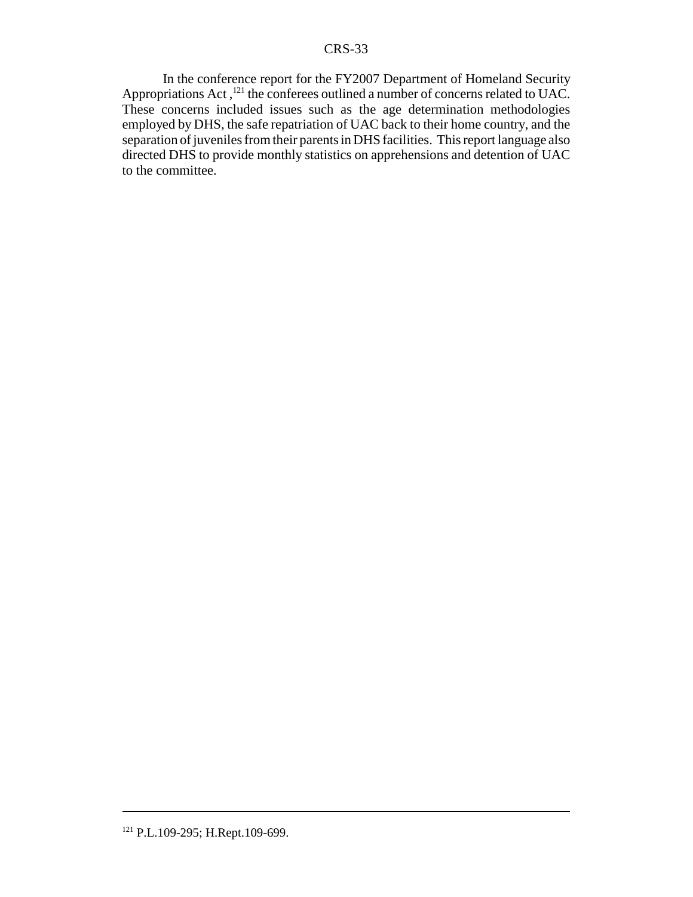In the conference report for the FY2007 Department of Homeland Security Appropriations Act ,[121] the conferees outlined a number of concerns related to UAC. These concerns included issues such as the age determination methodologies employed by DHS, the safe repatriation of UAC back to their home country, and the separation of juveniles from their parents in DHS facilities. This report language also directed DHS to provide monthly statistics on apprehensions and detention of UAC to the committee.

---

[121] P.L.109-295; H.Rept.109-699.